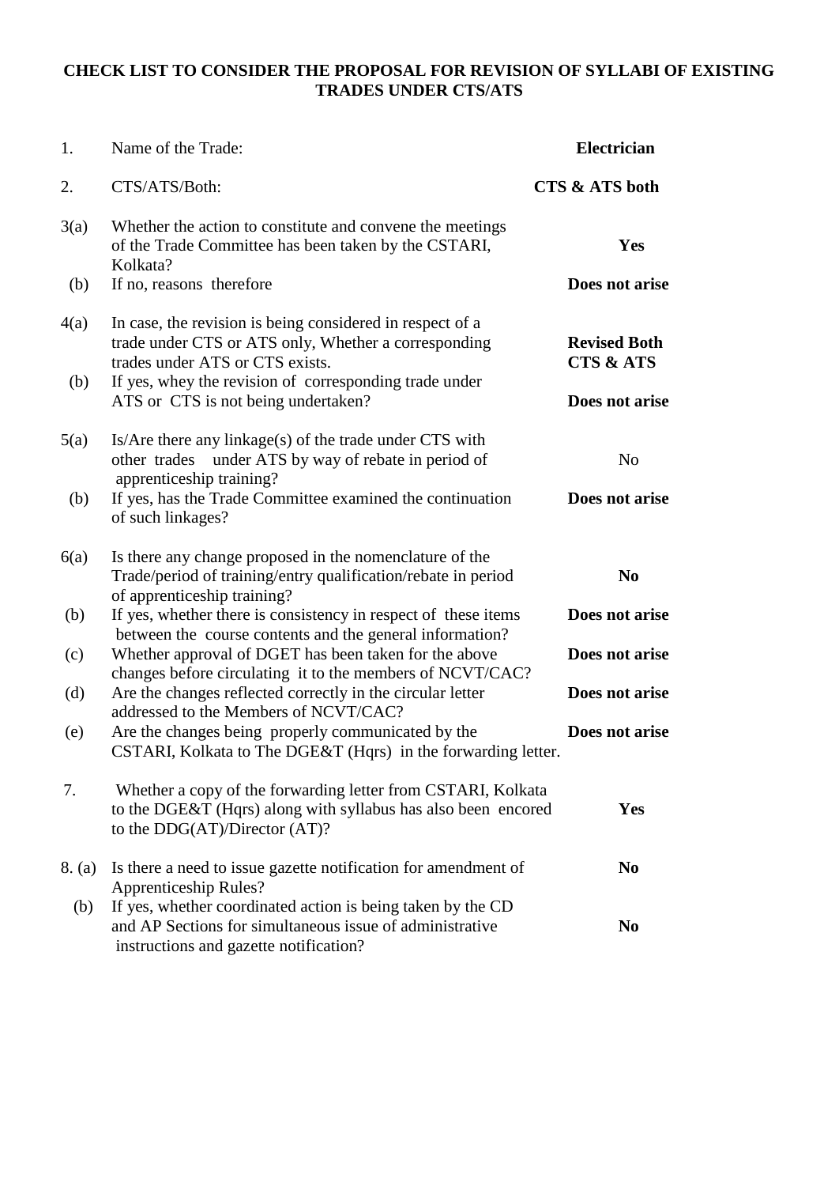# CHECK LIST TO CONSIDER THE PROPOSAL FOR REVISION OF SYLLABI OF EXISTING TRADES UNDER CTS/ATS

| | | |
|---|---|---|
| 1. | Name of the Trade: | **Electrician** |
| 2. | CTS/ATS/Both: | **CTS & ATS both** |
| 3(a) | Whether the action to constitute and convene the meetings of the Trade Committee has been taken by the CSTARI, Kolkata? | **Yes** |
| (b) | If no, reasons therefore | **Does not arise** |
| 4(a) | In case, the revision is being considered in respect of a trade under CTS or ATS only, Whether a corresponding trades under ATS or CTS exists. | **Revised Both CTS & ATS** |
| (b) | If yes, whey the revision of corresponding trade under ATS or CTS is not being undertaken? | **Does not arise** |
| 5(a) | Is/Are there any linkage(s) of the trade under CTS with other trades under ATS by way of rebate in period of apprenticeship training? | No |
| (b) | If yes, has the Trade Committee examined the continuation of such linkages? | **Does not arise** |
| 6(a) | Is there any change proposed in the nomenclature of the Trade/period of training/entry qualification/rebate in period of apprenticeship training? | **No** |
| (b) | If yes, whether there is consistency in respect of these items between the course contents and the general information? | **Does not arise** |
| (c) | Whether approval of DGET has been taken for the above changes before circulating it to the members of NCVT/CAC? | **Does not arise** |
| (d) | Are the changes reflected correctly in the circular letter addressed to the Members of NCVT/CAC? | **Does not arise** |
| (e) | Are the changes being properly communicated by the CSTARI, Kolkata to The DGE&T (Hqrs) in the forwarding letter. | **Does not arise** |
| 7. | Whether a copy of the forwarding letter from CSTARI, Kolkata to the DGE&T (Hqrs) along with syllabus has also been encored to the DDG(AT)/Director (AT)? | **Yes** |
| 8. (a) | Is there a need to issue gazette notification for amendment of Apprenticeship Rules? | **No** |
| (b) | If yes, whether coordinated action is being taken by the CD and AP Sections for simultaneous issue of administrative instructions and gazette notification? | **No** |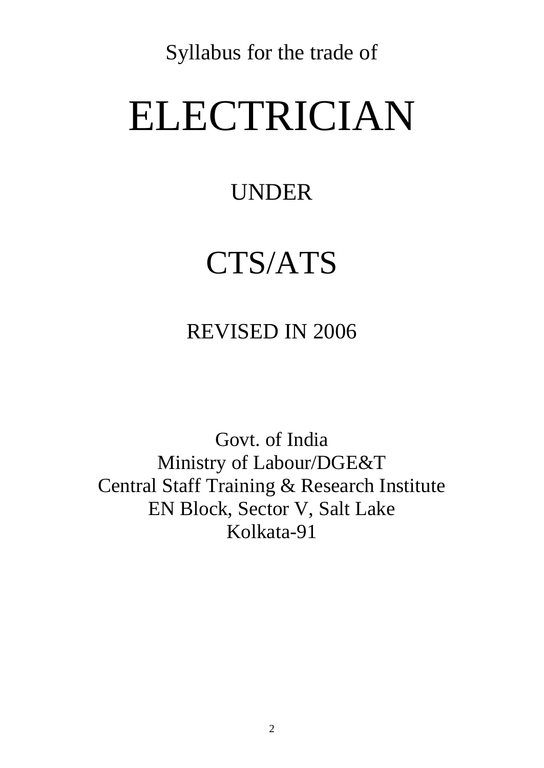Syllabus for the trade of

# ELECTRICIAN

## UNDER

# CTS/ATS

## REVISED IN 2006

Govt. of India
Ministry of Labour/DGE&T
Central Staff Training & Research Institute
EN Block, Sector V, Salt Lake
Kolkata-91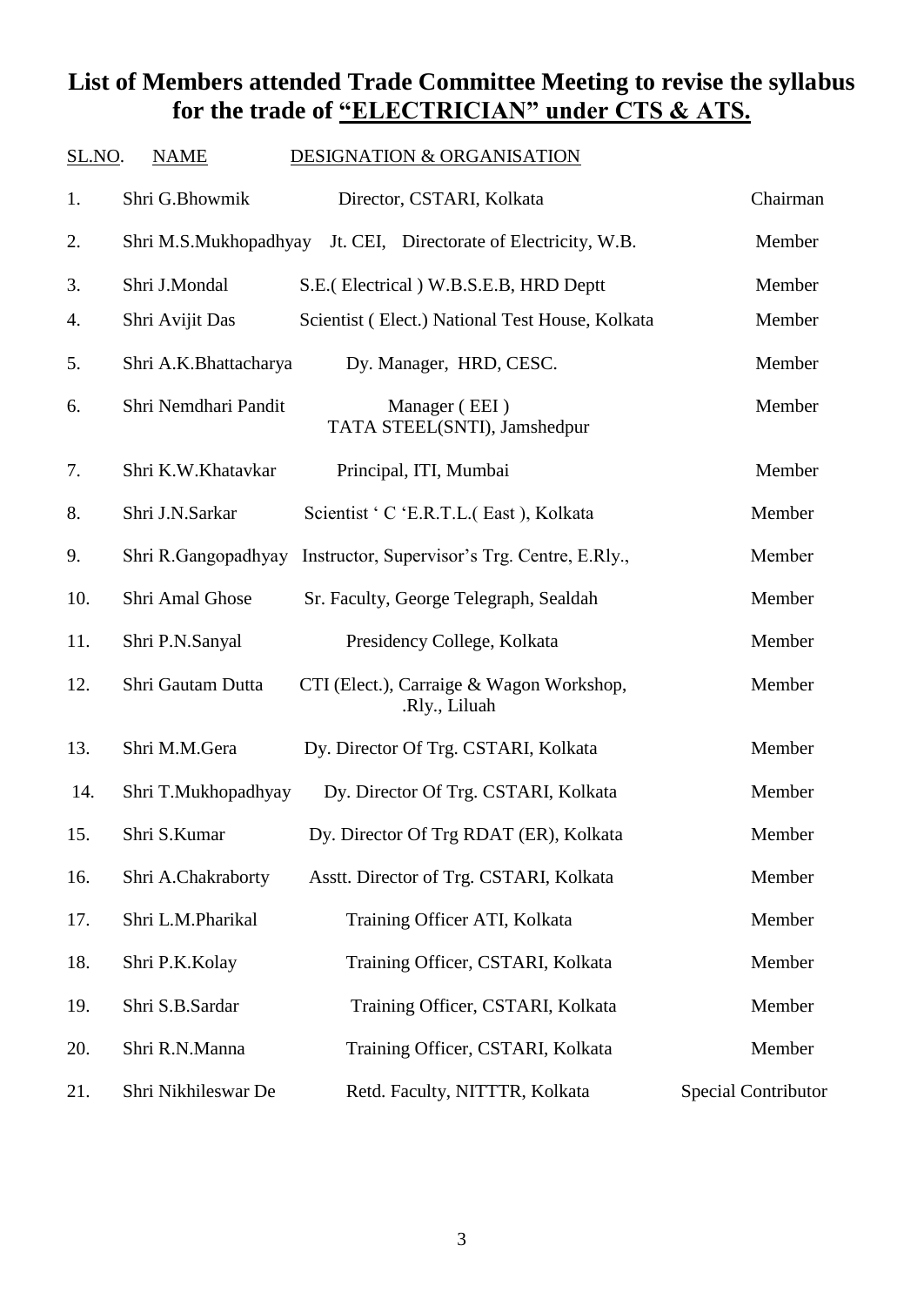## List of Members attended Trade Committee Meeting to revise the syllabus for the trade of "ELECTRICIAN" under CTS & ATS.

| SL.NO. | NAME | DESIGNATION & ORGANISATION | |
|---|---|---|---|
| 1. | Shri G.Bhowmik | Director, CSTARI, Kolkata | Chairman |
| 2. | Shri M.S.Mukhopadhyay | Jt. CEI, Directorate of Electricity, W.B. | Member |
| 3. | Shri J.Mondal | S.E.( Electrical ) W.B.S.E.B, HRD Deptt | Member |
| 4. | Shri Avijit Das | Scientist ( Elect.) National Test House, Kolkata | Member |
| 5. | Shri A.K.Bhattacharya | Dy. Manager, HRD, CESC. | Member |
| 6. | Shri Nemdhari Pandit | Manager ( EEI ) TATA STEEL(SNTI), Jamshedpur | Member |
| 7. | Shri K.W.Khatavkar | Principal, ITI, Mumbai | Member |
| 8. | Shri J.N.Sarkar | Scientist ' C 'E.R.T.L.( East ), Kolkata | Member |
| 9. | Shri R.Gangopadhyay | Instructor, Supervisor's Trg. Centre, E.Rly., | Member |
| 10. | Shri Amal Ghose | Sr. Faculty, George Telegraph, Sealdah | Member |
| 11. | Shri P.N.Sanyal | Presidency College, Kolkata | Member |
| 12. | Shri Gautam Dutta | CTI (Elect.), Carraige & Wagon Workshop, .Rly., Liluah | Member |
| 13. | Shri M.M.Gera | Dy. Director Of Trg. CSTARI, Kolkata | Member |
| 14. | Shri T.Mukhopadhyay | Dy. Director Of Trg. CSTARI, Kolkata | Member |
| 15. | Shri S.Kumar | Dy. Director Of Trg RDAT (ER), Kolkata | Member |
| 16. | Shri A.Chakraborty | Asstt. Director of Trg. CSTARI, Kolkata | Member |
| 17. | Shri L.M.Pharikal | Training Officer ATI, Kolkata | Member |
| 18. | Shri P.K.Kolay | Training Officer, CSTARI, Kolkata | Member |
| 19. | Shri S.B.Sardar | Training Officer, CSTARI, Kolkata | Member |
| 20. | Shri R.N.Manna | Training Officer, CSTARI, Kolkata | Member |
| 21. | Shri Nikhileswar De | Retd. Faculty, NITTTR, Kolkata | Special Contributor |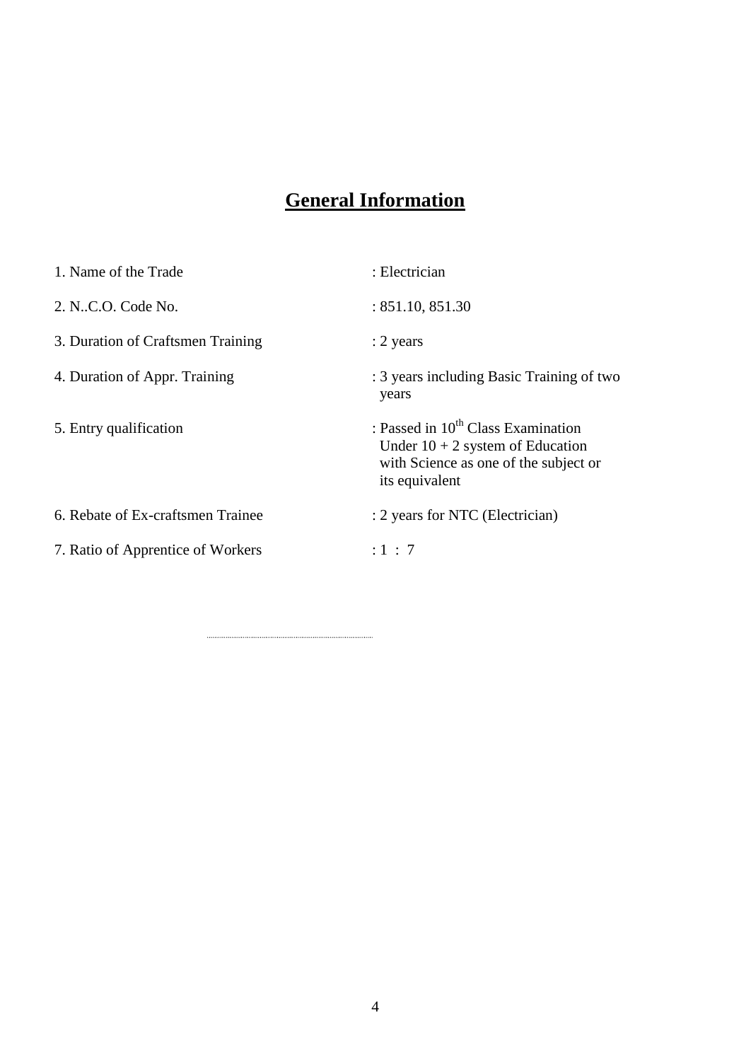# General Information

| | |
|---|---|
| 1. Name of the Trade | : Electrician |
| 2. N..C.O. Code No. | : 851.10, 851.30 |
| 3. Duration of Craftsmen Training | : 2 years |
| 4. Duration of Appr. Training | : 3 years including Basic Training of two years |
| 5. Entry qualification | : Passed in 10th Class Examination Under 10 + 2 system of Education with Science as one of the subject or its equivalent |
| 6. Rebate of Ex-craftsmen Trainee | : 2 years for NTC (Electrician) |
| 7. Ratio of Apprentice of Workers | : 1 : 7 |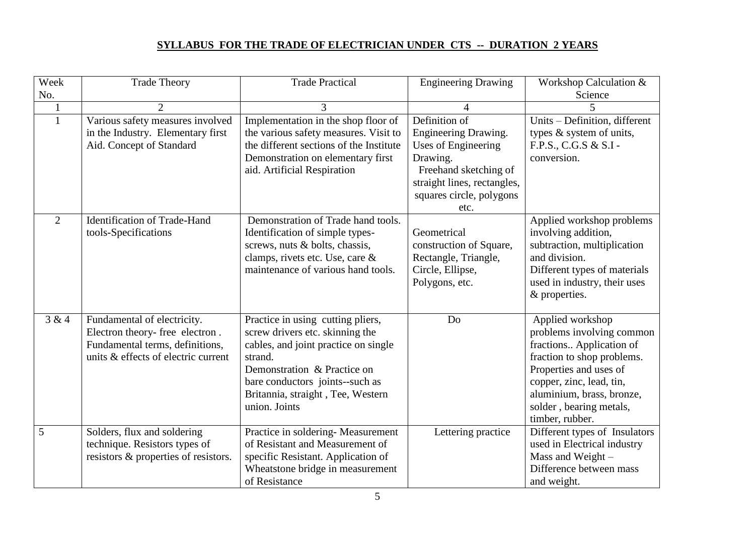## SYLLABUS FOR THE TRADE OF ELECTRICIAN UNDER CTS -- DURATION 2 YEARS

| Week No. | Trade Theory | Trade Practical | Engineering Drawing | Workshop Calculation & Science |
|---|---|---|---|---|
| 1 | 2 | 3 | 4 | 5 |
| 1 | Various safety measures involved in the Industry. Elementary first Aid. Concept of Standard | Implementation in the shop floor of the various safety measures. Visit to the different sections of the Institute Demonstration on elementary first aid. Artificial Respiration | Definition of Engineering Drawing. Uses of Engineering Drawing. Freehand sketching of straight lines, rectangles, squares circle, polygons etc. | Units – Definition, different types & system of units, F.P.S., C.G.S & S.I - conversion. |
| 2 | Identification of Trade-Hand tools-Specifications | Demonstration of Trade hand tools. Identification of simple types- screws, nuts & bolts, chassis, clamps, rivets etc. Use, care & maintenance of various hand tools. | Geometrical construction of Square, Rectangle, Triangle, Circle, Ellipse, Polygons, etc. | Applied workshop problems involving addition, subtraction, multiplication and division. Different types of materials used in industry, their uses & properties. |
| 3 & 4 | Fundamental of electricity. Electron theory- free electron . Fundamental terms, definitions, units & effects of electric current | Practice in using cutting pliers, screw drivers etc. skinning the cables, and joint practice on single strand. Demonstration & Practice on bare conductors joints--such as Britannia, straight , Tee, Western union. Joints | Do | Applied workshop problems involving common fractions.. Application of fraction to shop problems. Properties and uses of copper, zinc, lead, tin, aluminium, brass, bronze, solder , bearing metals, timber, rubber. |
| 5 | Solders, flux and soldering technique. Resistors types of resistors & properties of resistors. | Practice in soldering- Measurement of Resistant and Measurement of specific Resistant. Application of Wheatstone bridge in measurement of Resistance | Lettering practice | Different types of Insulators used in Electrical industry Mass and Weight – Difference between mass and weight. |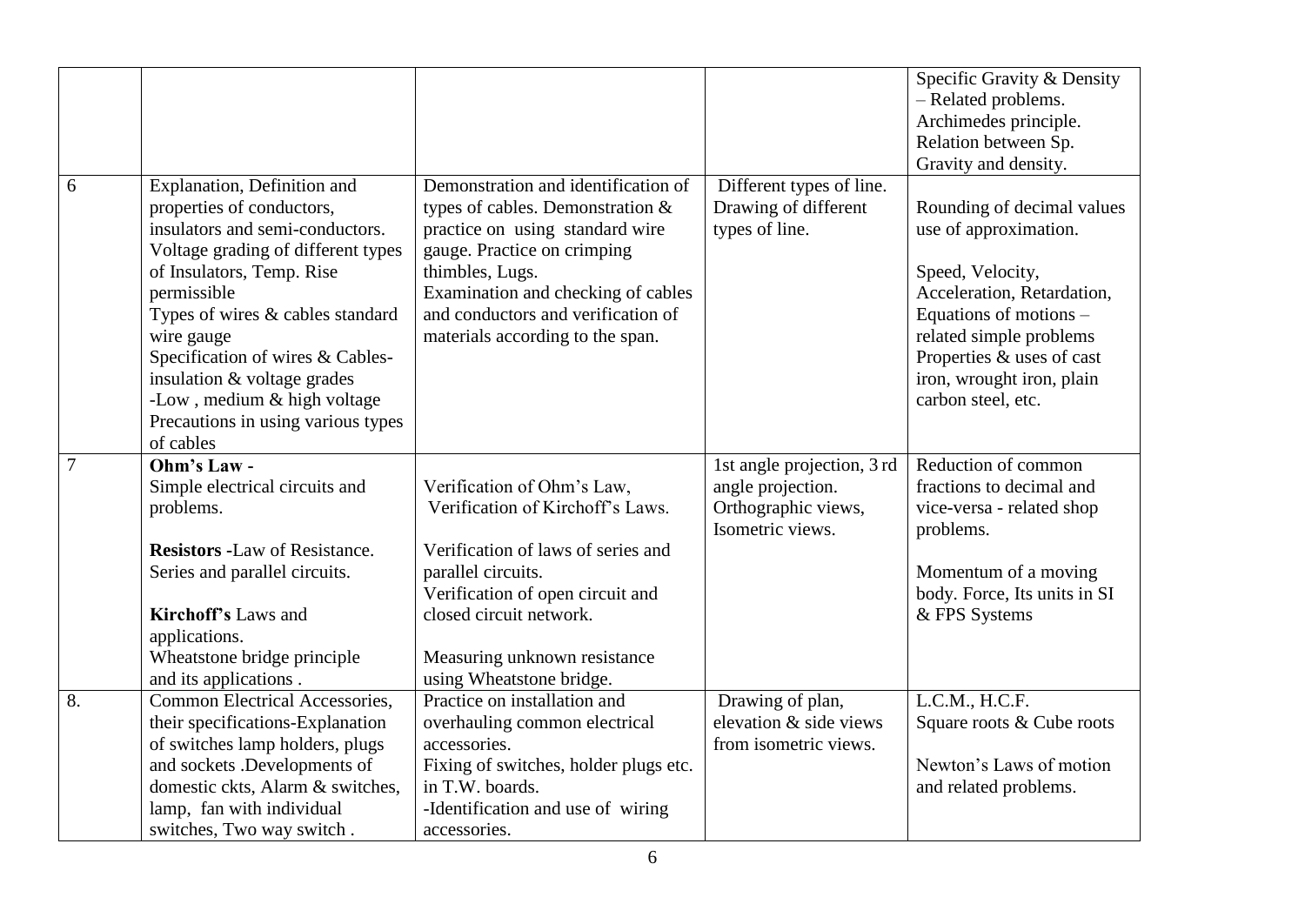| | | | | |
|---|---|---|---|---|
| | | | | Specific Gravity & Density – Related problems. Archimedes principle. Relation between Sp. Gravity and density. |
| 6 | Explanation, Definition and properties of conductors, insulators and semi-conductors. Voltage grading of different types of Insulators, Temp. Rise permissible<br>Types of wires & cables standard wire gauge<br>Specification of wires & Cables- insulation & voltage grades<br>-Low , medium & high voltage<br>Precautions in using various types of cables | Demonstration and identification of types of cables. Demonstration & practice on using standard wire gauge. Practice on crimping thimbles, Lugs.<br>Examination and checking of cables and conductors and verification of materials according to the span. | Different types of line. Drawing of different types of line. | Rounding of decimal values use of approximation.<br><br>Speed, Velocity, Acceleration, Retardation, Equations of motions – related simple problems<br>Properties & uses of cast iron, wrought iron, plain carbon steel, etc. |
| 7 | **Ohm's Law -**<br>Simple electrical circuits and problems.<br><br>**Resistors -**Law of Resistance. Series and parallel circuits.<br><br>**Kirchoff's** Laws and applications.<br>Wheatstone bridge principle and its applications . | Verification of Ohm's Law, Verification of Kirchoff's Laws.<br><br>Verification of laws of series and parallel circuits.<br>Verification of open circuit and closed circuit network.<br><br>Measuring unknown resistance using Wheatstone bridge. | 1st angle projection, 3 rd angle projection. Orthographic views, Isometric views. | Reduction of common fractions to decimal and vice-versa - related shop problems.<br><br>Momentum of a moving body. Force, Its units in SI & FPS Systems |
| 8. | Common Electrical Accessories, their specifications-Explanation of switches lamp holders, plugs and sockets .Developments of domestic ckts, Alarm & switches, lamp, fan with individual switches, Two way switch . | Practice on installation and overhauling common electrical accessories.<br>Fixing of switches, holder plugs etc. in T.W. boards.<br>-Identification and use of wiring accessories. | Drawing of plan, elevation & side views from isometric views. | L.C.M., H.C.F.<br>Square roots & Cube roots<br><br>Newton's Laws of motion and related problems. |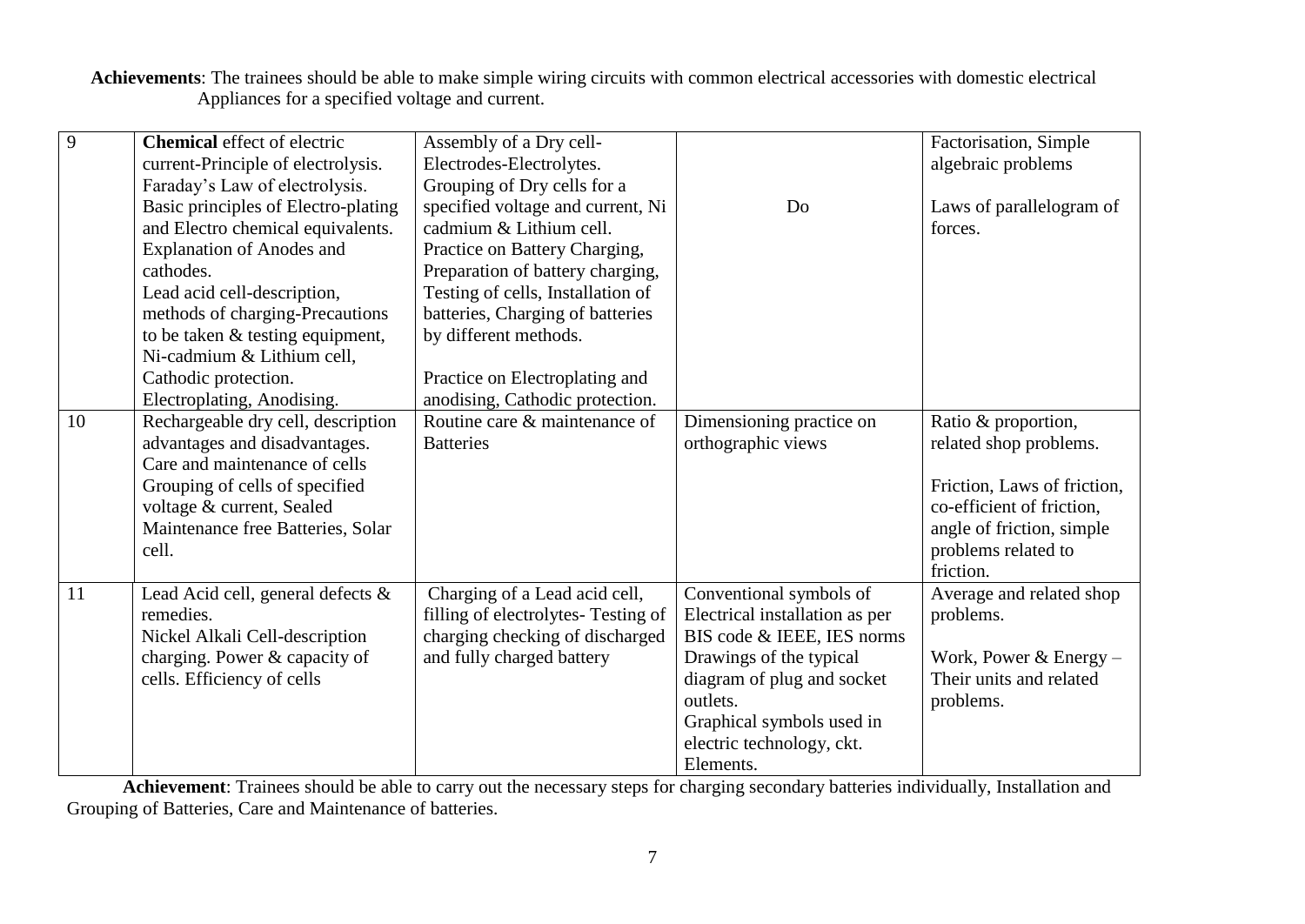**Achievements**: The trainees should be able to make simple wiring circuits with common electrical accessories with domestic electrical Appliances for a specified voltage and current.

| | | | | |
|---|---|---|---|---|
| 9 | **Chemical** effect of electric current-Principle of electrolysis. Faraday's Law of electrolysis. Basic principles of Electro-plating and Electro chemical equivalents. Explanation of Anodes and cathodes. Lead acid cell-description, methods of charging-Precautions to be taken & testing equipment, Ni-cadmium & Lithium cell, Cathodic protection. Electroplating, Anodising. | Assembly of a Dry cell- Electrodes-Electrolytes. Grouping of Dry cells for a specified voltage and current, Ni cadmium & Lithium cell. Practice on Battery Charging, Preparation of battery charging, Testing of cells, Installation of batteries, Charging of batteries by different methods.<br><br>Practice on Electroplating and anodising, Cathodic protection. | Do | Factorisation, Simple algebraic problems<br><br>Laws of parallelogram of forces. |
| 10 | Rechargeable dry cell, description advantages and disadvantages. Care and maintenance of cells Grouping of cells of specified voltage & current, Sealed Maintenance free Batteries, Solar cell. | Routine care & maintenance of Batteries | Dimensioning practice on orthographic views | Ratio & proportion, related shop problems.<br><br>Friction, Laws of friction, co-efficient of friction, angle of friction, simple problems related to friction. |
| 11 | Lead Acid cell, general defects & remedies. Nickel Alkali Cell-description charging. Power & capacity of cells. Efficiency of cells | Charging of a Lead acid cell, filling of electrolytes- Testing of charging checking of discharged and fully charged battery | Conventional symbols of Electrical installation as per BIS code & IEEE, IES norms Drawings of the typical diagram of plug and socket outlets. Graphical symbols used in electric technology, ckt. Elements. | Average and related shop problems.<br><br>Work, Power & Energy – Their units and related problems. |

**Achievement**: Trainees should be able to carry out the necessary steps for charging secondary batteries individually, Installation and Grouping of Batteries, Care and Maintenance of batteries.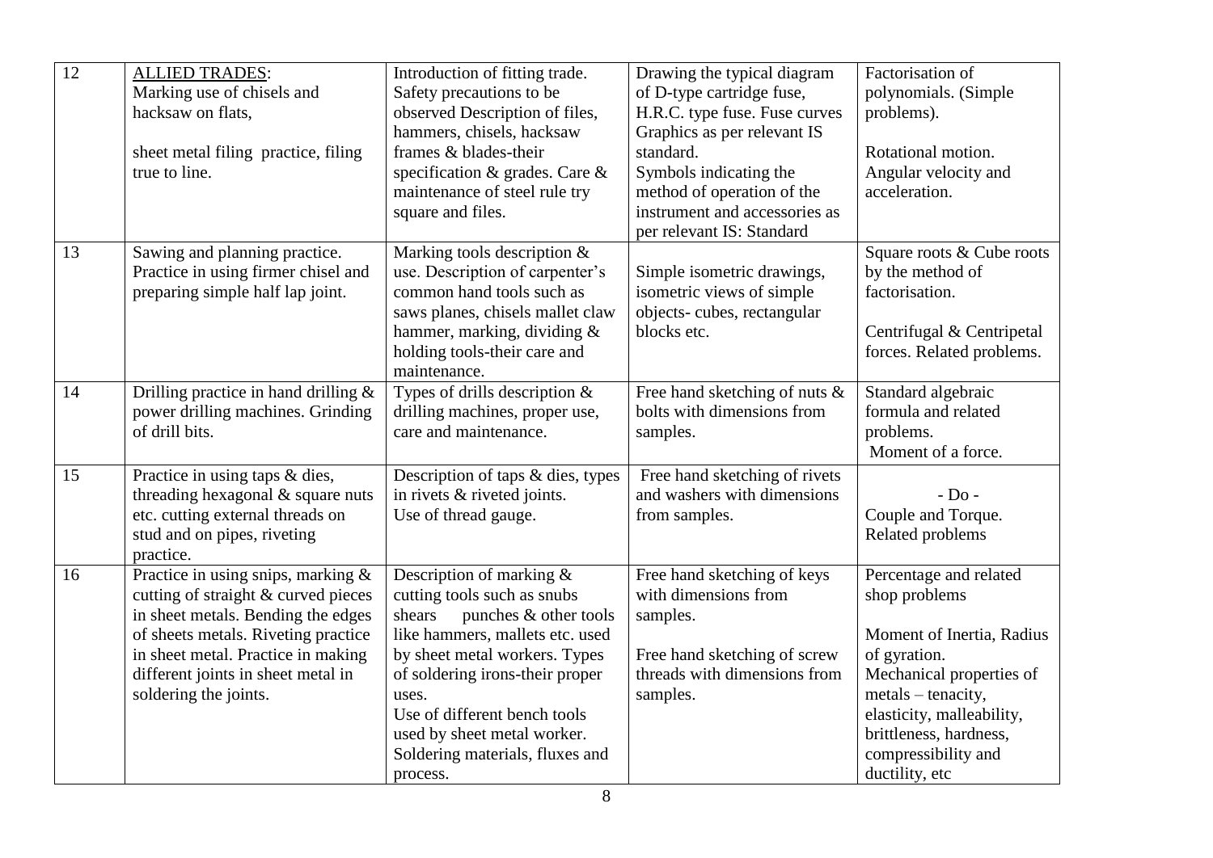| 12 | ALLIED TRADES: Marking use of chisels and hacksaw on flats, <br><br> sheet metal filing practice, filing true to line. | Introduction of fitting trade. Safety precautions to be observed Description of files, hammers, chisels, hacksaw frames & blades-their specification & grades. Care & maintenance of steel rule try square and files. | Drawing the typical diagram of D-type cartridge fuse, H.R.C. type fuse. Fuse curves Graphics as per relevant IS standard. Symbols indicating the method of operation of the instrument and accessories as per relevant IS: Standard | Factorisation of polynomials. (Simple problems). <br><br> Rotational motion. Angular velocity and acceleration. |
|---|---|---|---|---|
| 13 | Sawing and planning practice. Practice in using firmer chisel and preparing simple half lap joint. | Marking tools description & use. Description of carpenter's common hand tools such as saws planes, chisels mallet claw hammer, marking, dividing & holding tools-their care and maintenance. | Simple isometric drawings, isometric views of simple objects- cubes, rectangular blocks etc. | Square roots & Cube roots by the method of factorisation. <br><br> Centrifugal & Centripetal forces. Related problems. |
| 14 | Drilling practice in hand drilling & power drilling machines. Grinding of drill bits. | Types of drills description & drilling machines, proper use, care and maintenance. | Free hand sketching of nuts & bolts with dimensions from samples. | Standard algebraic formula and related problems. <br> Moment of a force. |
| 15 | Practice in using taps & dies, threading hexagonal & square nuts etc. cutting external threads on stud and on pipes, riveting practice. | Description of taps & dies, types in rivets & riveted joints. Use of thread gauge. | Free hand sketching of rivets and washers with dimensions from samples. | - Do - <br> Couple and Torque. Related problems |
| 16 | Practice in using snips, marking & cutting of straight & curved pieces in sheet metals. Bending the edges of sheets metals. Riveting practice in sheet metal. Practice in making different joints in sheet metal in soldering the joints. | Description of marking & cutting tools such as snubs shears punches & other tools like hammers, mallets etc. used by sheet metal workers. Types of soldering irons-their proper uses. <br> Use of different bench tools used by sheet metal worker. Soldering materials, fluxes and process. | Free hand sketching of keys with dimensions from samples. <br><br> Free hand sketching of screw threads with dimensions from samples. | Percentage and related shop problems <br><br> Moment of Inertia, Radius of gyration. <br> Mechanical properties of metals – tenacity, elasticity, malleability, brittleness, hardness, compressibility and ductility, etc |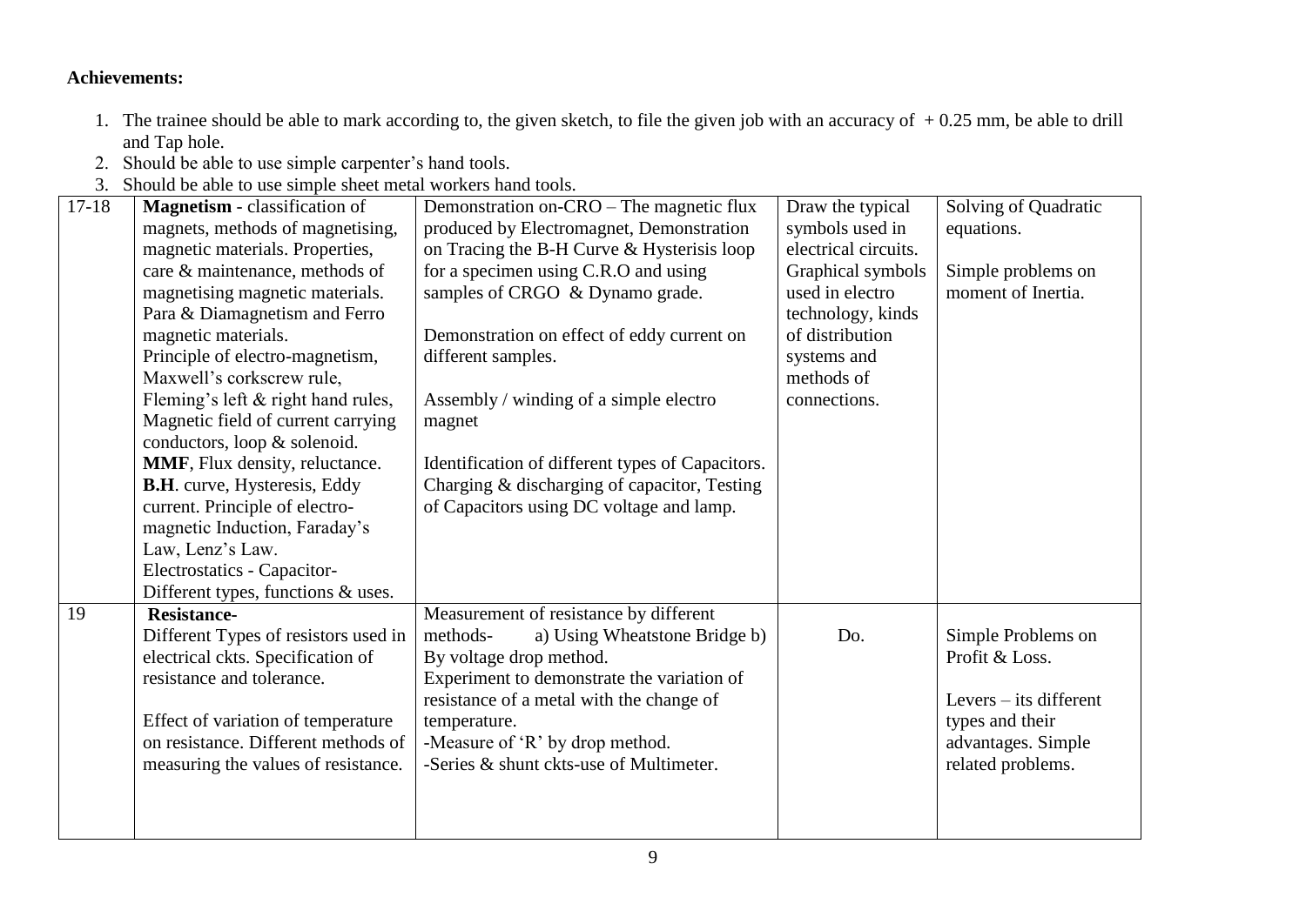**Achievements:**

1. The trainee should be able to mark according to, the given sketch, to file the given job with an accuracy of + 0.25 mm, be able to drill and Tap hole.
2. Should be able to use simple carpenter's hand tools.
3. Should be able to use simple sheet metal workers hand tools.

| | | | | |
|---|---|---|---|---|
| 17-18 | **Magnetism** - classification of magnets, methods of magnetising, magnetic materials. Properties, care & maintenance, methods of magnetising magnetic materials. Para & Diamagnetism and Ferro magnetic materials.<br>Principle of electro-magnetism, Maxwell's corkscrew rule, Fleming's left & right hand rules, Magnetic field of current carrying conductors, loop & solenoid.<br>**MMF**, Flux density, reluctance. **B.H**. curve, Hysteresis, Eddy current. Principle of electro-magnetic Induction, Faraday's Law, Lenz's Law.<br>Electrostatics - Capacitor- Different types, functions & uses. | Demonstration on-CRO – The magnetic flux produced by Electromagnet, Demonstration on Tracing the B-H Curve & Hysterisis loop for a specimen using C.R.O and using samples of CRGO & Dynamo grade.<br><br>Demonstration on effect of eddy current on different samples.<br><br>Assembly / winding of a simple electro magnet<br><br>Identification of different types of Capacitors. Charging & discharging of capacitor, Testing of Capacitors using DC voltage and lamp. | Draw the typical symbols used in electrical circuits. Graphical symbols used in electro technology, kinds of distribution systems and methods of connections. | Solving of Quadratic equations.<br><br>Simple problems on moment of Inertia. |
| 19 | **Resistance-**<br>Different Types of resistors used in electrical ckts. Specification of resistance and tolerance.<br><br>Effect of variation of temperature on resistance. Different methods of measuring the values of resistance. | Measurement of resistance by different methods- a) Using Wheatstone Bridge b) By voltage drop method.<br>Experiment to demonstrate the variation of resistance of a metal with the change of temperature.<br>-Measure of 'R' by drop method.<br>-Series & shunt ckts-use of Multimeter. | Do. | Simple Problems on Profit & Loss.<br><br>Levers – its different types and their advantages. Simple related problems. |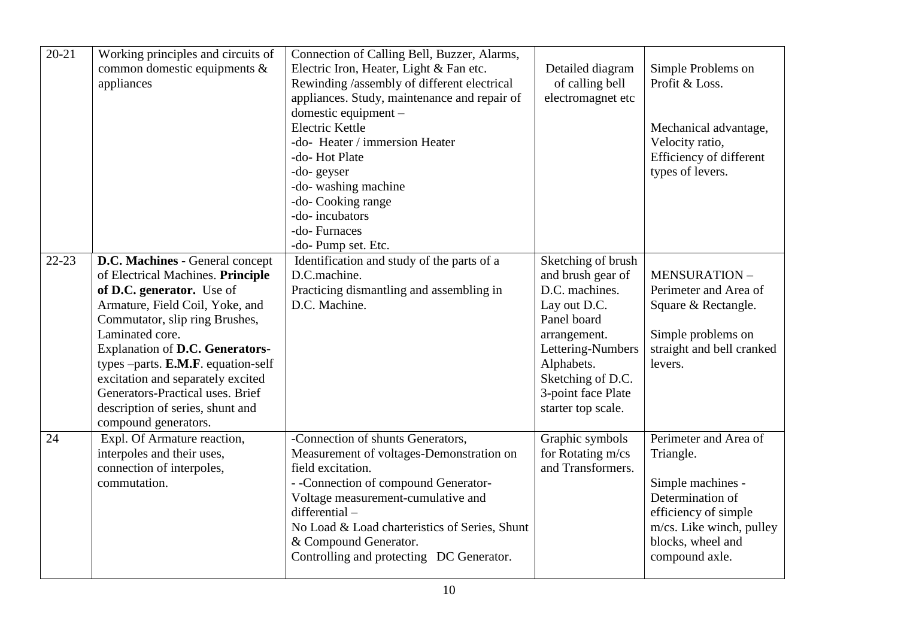| 20-21 | Working principles and circuits of common domestic equipments & appliances | Connection of Calling Bell, Buzzer, Alarms, Electric Iron, Heater, Light & Fan etc. Rewinding /assembly of different electrical appliances. Study, maintenance and repair of domestic equipment –<br>Electric Kettle<br>-do- Heater / immersion Heater<br>-do- Hot Plate<br>-do- geyser<br>-do- washing machine<br>-do- Cooking range<br>-do- incubators<br>-do- Furnaces<br>-do- Pump set. Etc. | Detailed diagram of calling bell electromagnet etc | Simple Problems on Profit & Loss.<br><br>Mechanical advantage, Velocity ratio, Efficiency of different types of levers. |
|---|---|---|---|---|
| 22-23 | **D.C. Machines -** General concept of Electrical Machines. **Principle of D.C. generator.** Use of Armature, Field Coil, Yoke, and Commutator, slip ring Brushes, Laminated core.<br>Explanation of **D.C. Generators**-types –parts. **E.M.F**. equation-self excitation and separately excited Generators-Practical uses. Brief description of series, shunt and compound generators. | Identification and study of the parts of a D.C.machine.<br>Practicing dismantling and assembling in D.C. Machine. | Sketching of brush and brush gear of D.C. machines. Lay out D.C. Panel board arrangement. Lettering-Numbers Alphabets. Sketching of D.C. 3-point face Plate starter top scale. | MENSURATION – Perimeter and Area of Square & Rectangle.<br><br>Simple problems on straight and bell cranked levers. |
| 24 | Expl. Of Armature reaction, interpoles and their uses, connection of interpoles, commutation. | -Connection of shunts Generators, Measurement of voltages-Demonstration on field excitation.<br>- -Connection of compound Generator-Voltage measurement-cumulative and differential –<br>No Load & Load charteristics of Series, Shunt & Compound Generator.<br>Controlling and protecting DC Generator. | Graphic symbols for Rotating m/cs and Transformers. | Perimeter and Area of Triangle.<br><br>Simple machines - Determination of efficiency of simple m/cs. Like winch, pulley blocks, wheel and compound axle. |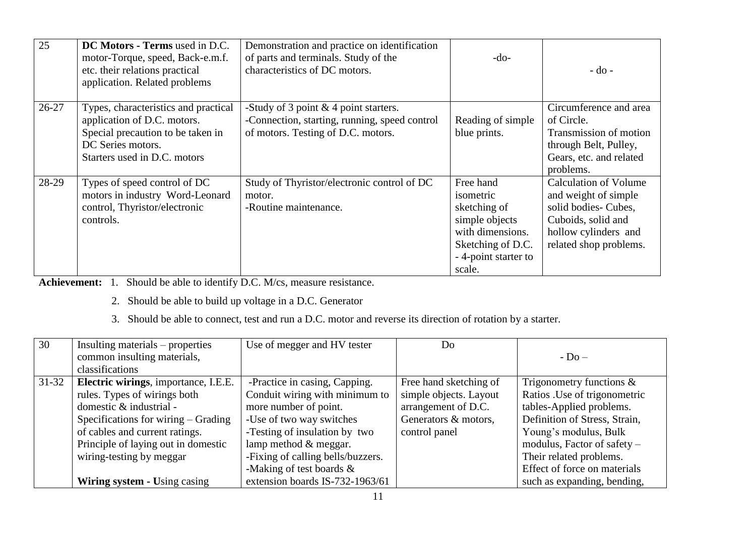| 25 | **DC Motors - Terms** used in D.C. motor-Torque, speed, Back-e.m.f. etc. their relations practical application. Related problems | Demonstration and practice on identification of parts and terminals. Study of the characteristics of DC motors. | -do- | - do - |
|---|---|---|---|---|
| 26-27 | Types, characteristics and practical application of D.C. motors.<br>Special precaution to be taken in DC Series motors.<br>Starters used in D.C. motors | -Study of 3 point & 4 point starters.<br>-Connection, starting, running, speed control of motors. Testing of D.C. motors. | Reading of simple blue prints. | Circumference and area of Circle.<br>Transmission of motion through Belt, Pulley, Gears, etc. and related problems. |
| 28-29 | Types of speed control of DC motors in industry Word-Leonard control, Thyristor/electronic controls. | Study of Thyristor/electronic control of DC motor.<br>-Routine maintenance. | Free hand isometric sketching of simple objects with dimensions. Sketching of D.C. - 4-point starter to scale. | Calculation of Volume and weight of simple solid bodies- Cubes, Cuboids, solid and hollow cylinders and related shop problems. |

**Achievement:** 1. Should be able to identify D.C. M/cs, measure resistance.

2. Should be able to build up voltage in a D.C. Generator

3. Should be able to connect, test and run a D.C. motor and reverse its direction of rotation by a starter.

| 30 | Insulting materials – properties common insulting materials, classifications | Use of megger and HV tester | Do | - Do – |
|---|---|---|---|---|
| 31-32 | **Electric wirings**, importance, I.E.E. rules. Types of wirings both domestic & industrial -<br>Specifications for wiring – Grading of cables and current ratings.<br>Principle of laying out in domestic wiring-testing by meggar<br><br>**Wiring system - U**sing casing | -Practice in casing, Capping.<br>Conduit wiring with minimum to more number of point.<br>-Use of two way switches<br>-Testing of insulation by two lamp method & meggar.<br>-Fixing of calling bells/buzzers.<br>-Making of test boards & extension boards IS-732-1963/61 | Free hand sketching of simple objects. Layout arrangement of D.C. Generators & motors, control panel | Trigonometry functions & Ratios .Use of trigonometric tables-Applied problems.<br>Definition of Stress, Strain, Young's modulus, Bulk modulus, Factor of safety – Their related problems.<br>Effect of force on materials such as expanding, bending, |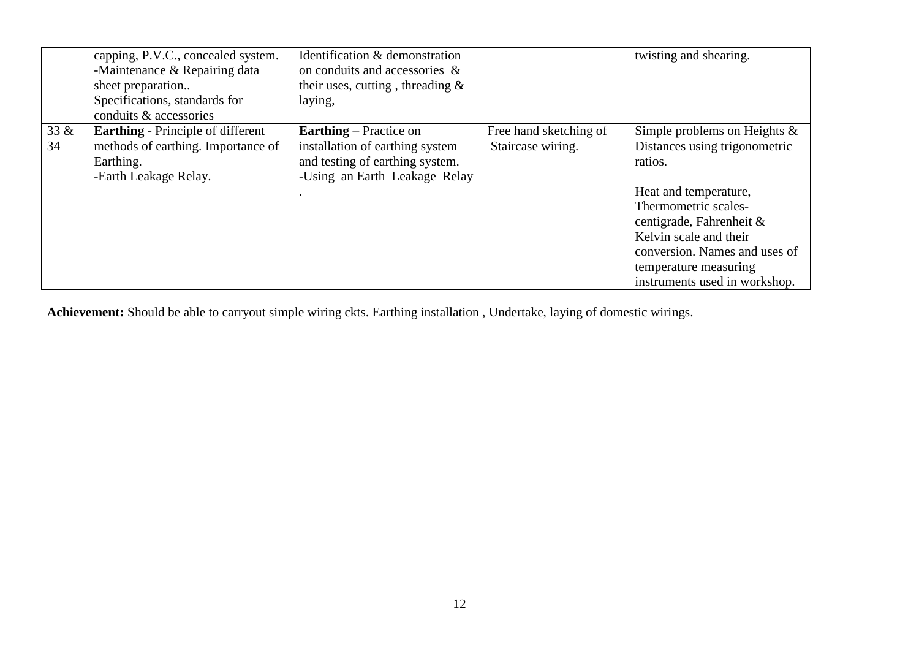|  |  |  |  |  |
|---|---|---|---|---|
|  | capping, P.V.C., concealed system. -Maintenance & Repairing data sheet preparation.. Specifications, standards for conduits & accessories | Identification & demonstration on conduits and accessories & their uses, cutting , threading & laying, |  | twisting and shearing. |
| 33 & 34 | **Earthing** - Principle of different methods of earthing. Importance of Earthing. -Earth Leakage Relay. | **Earthing** – Practice on installation of earthing system and testing of earthing system. -Using an Earth Leakage Relay . | Free hand sketching of Staircase wiring. | Simple problems on Heights & Distances using trigonometric ratios. Heat and temperature, Thermometric scales- centigrade, Fahrenheit & Kelvin scale and their conversion. Names and uses of temperature measuring instruments used in workshop. |

**Achievement:** Should be able to carryout simple wiring ckts. Earthing installation , Undertake, laying of domestic wirings.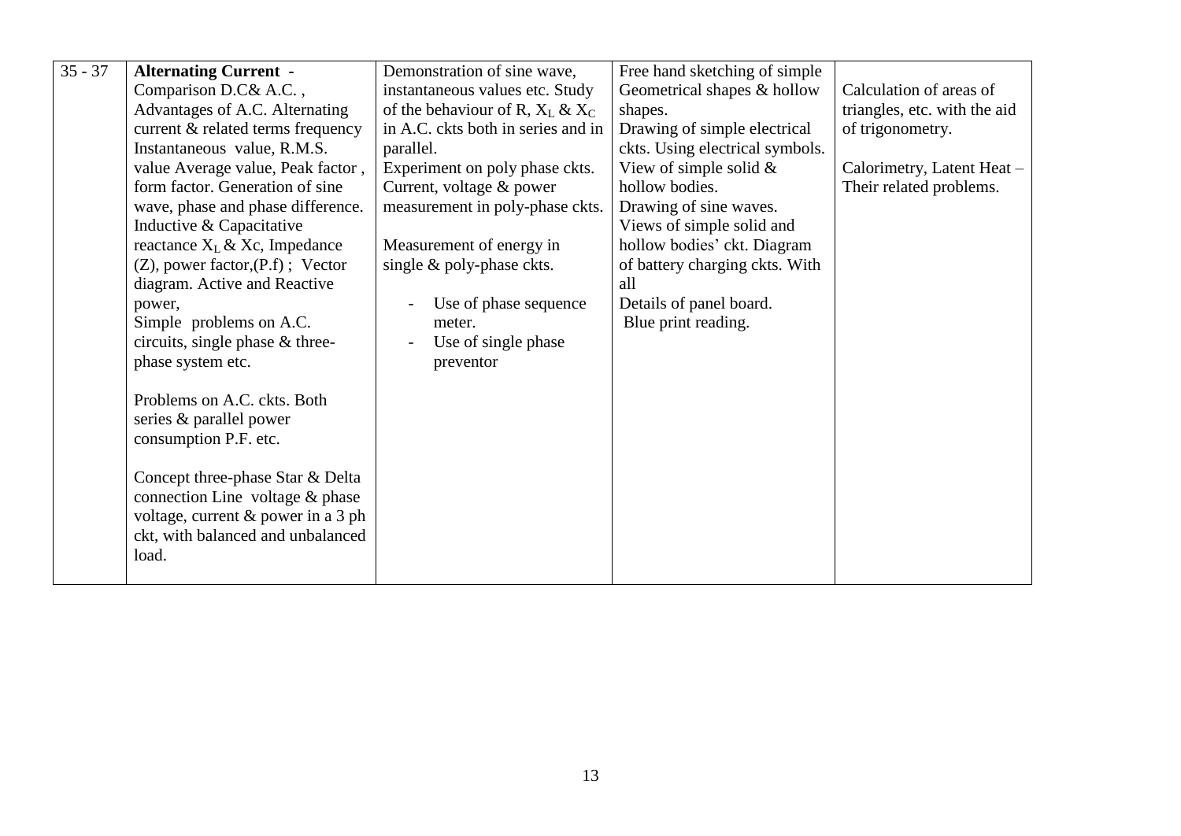| 35 - 37 | **Alternating Current -** Comparison D.C& A.C. , Advantages of A.C. Alternating current & related terms frequency Instantaneous value, R.M.S. value Average value, Peak factor , form factor. Generation of sine wave, phase and phase difference. Inductive & Capacitative reactance $X_L$ & Xc, Impedance (Z), power factor,(P.f) ; Vector diagram. Active and Reactive power, Simple problems on A.C. circuits, single phase & three-phase system etc.<br><br>Problems on A.C. ckts. Both series & parallel power consumption P.F. etc.<br><br>Concept three-phase Star & Delta connection Line voltage & phase voltage, current & power in a 3 ph ckt, with balanced and unbalanced load. | Demonstration of sine wave, instantaneous values etc. Study of the behaviour of R, $X_L$ & $X_C$ in A.C. ckts both in series and in parallel.<br>Experiment on poly phase ckts. Current, voltage & power measurement in poly-phase ckts.<br><br>Measurement of energy in single & poly-phase ckts.<br><br>- Use of phase sequence meter.<br>- Use of single phase preventor | Free hand sketching of simple Geometrical shapes & hollow shapes.<br>Drawing of simple electrical ckts. Using electrical symbols.<br>View of simple solid & hollow bodies.<br>Drawing of sine waves.<br>Views of simple solid and hollow bodies' ckt. Diagram of battery charging ckts. With all<br>Details of panel board.<br>Blue print reading. | Calculation of areas of triangles, etc. with the aid of trigonometry.<br><br>Calorimetry, Latent Heat – Their related problems. |
|---|---|---|---|---|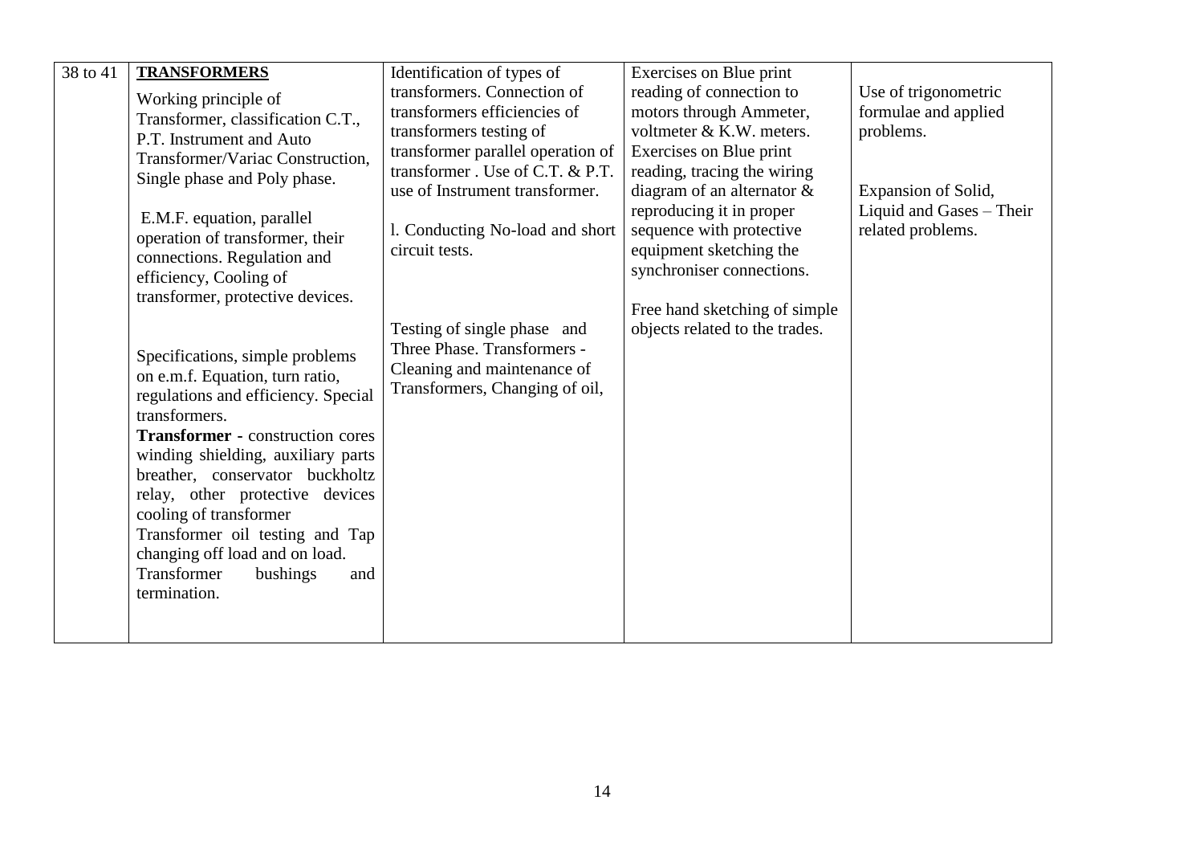| 38 to 41 | **TRANSFORMERS**<br>Working principle of Transformer, classification C.T., P.T. Instrument and Auto Transformer/Variac Construction, Single phase and Poly phase.<br><br>E.M.F. equation, parallel operation of transformer, their connections. Regulation and efficiency, Cooling of transformer, protective devices.<br><br>Specifications, simple problems on e.m.f. Equation, turn ratio, regulations and efficiency. Special transformers.<br>**Transformer -** construction cores winding shielding, auxiliary parts breather, conservator buckholtz relay, other protective devices cooling of transformer<br>Transformer oil testing and Tap changing off load and on load.<br>Transformer bushings and termination. | Identification of types of transformers. Connection of transformers efficiencies of transformers testing of transformer parallel operation of transformer . Use of C.T. & P.T. use of Instrument transformer.<br><br>l. Conducting No-load and short circuit tests.<br><br>Testing of single phase and Three Phase. Transformers - Cleaning and maintenance of Transformers, Changing of oil, | Exercises on Blue print reading of connection to motors through Ammeter, voltmeter & K.W. meters.<br>Exercises on Blue print reading, tracing the wiring diagram of an alternator & reproducing it in proper sequence with protective equipment sketching the synchroniser connections.<br><br>Free hand sketching of simple objects related to the trades. | Use of trigonometric formulae and applied problems.<br><br>Expansion of Solid, Liquid and Gases – Their related problems. |
|---|---|---|---|---|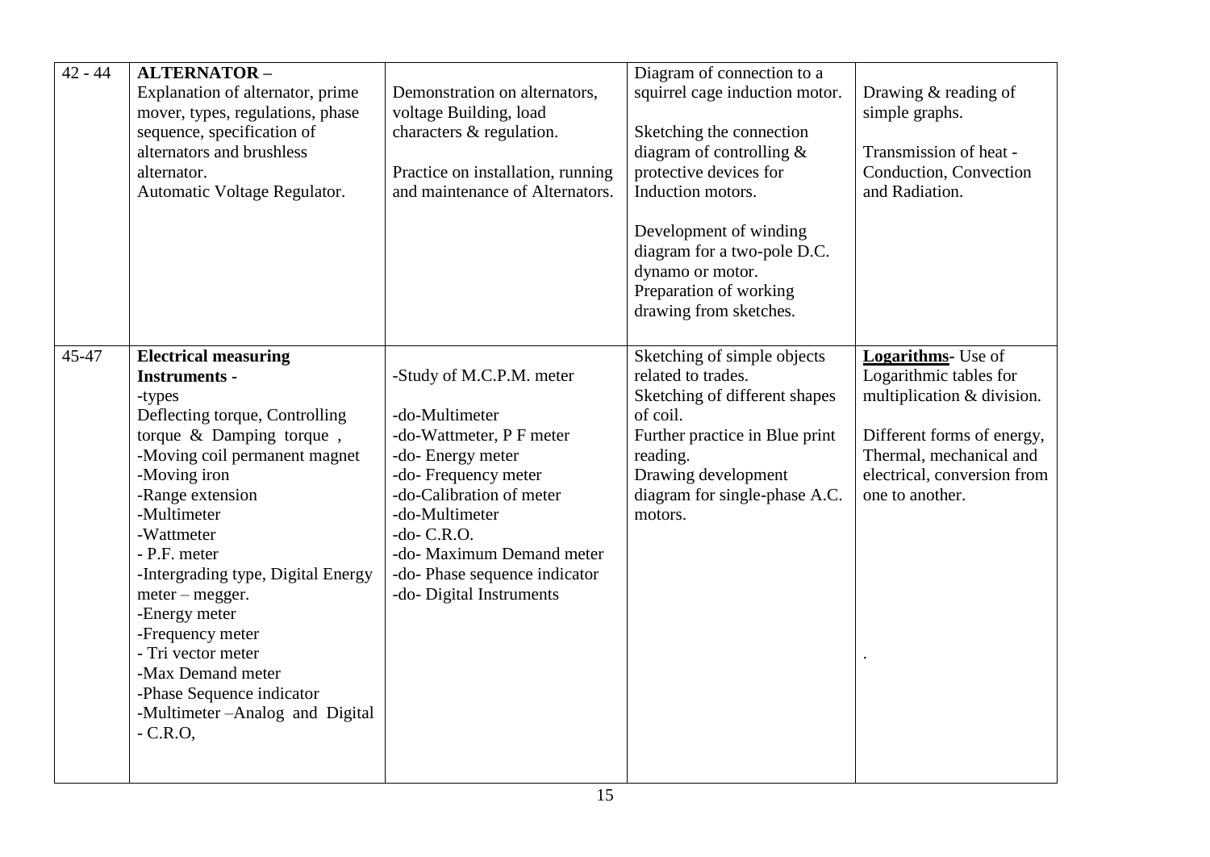| 42 - 44 | **ALTERNATOR –**<br>Explanation of alternator, prime mover, types, regulations, phase sequence, specification of alternators and brushless alternator.<br>Automatic Voltage Regulator. | Demonstration on alternators, voltage Building, load characters & regulation.<br><br>Practice on installation, running and maintenance of Alternators. | Diagram of connection to a squirrel cage induction motor.<br><br>Sketching the connection diagram of controlling & protective devices for Induction motors.<br><br>Development of winding diagram for a two-pole D.C. dynamo or motor.<br>Preparation of working drawing from sketches. | Drawing & reading of simple graphs.<br><br>Transmission of heat - Conduction, Convection and Radiation. |
|---|---|---|---|---|
| 45-47 | **Electrical measuring Instruments -**<br>-types<br>Deflecting torque, Controlling torque & Damping torque ,<br>-Moving coil permanent magnet<br>-Moving iron<br>-Range extension<br>-Multimeter<br>-Wattmeter<br>- P.F. meter<br>-Intergrading type, Digital Energy meter – megger.<br>-Energy meter<br>-Frequency meter<br>- Tri vector meter<br>-Max Demand meter<br>-Phase Sequence indicator<br>-Multimeter –Analog and Digital<br>- C.R.O, | -Study of M.C.P.M. meter<br><br>-do-Multimeter<br>-do-Wattmeter, P F meter<br>-do- Energy meter<br>-do- Frequency meter<br>-do-Calibration of meter<br>-do-Multimeter<br>-do- C.R.O.<br>-do- Maximum Demand meter<br>-do- Phase sequence indicator<br>-do- Digital Instruments | Sketching of simple objects related to trades.<br>Sketching of different shapes of coil.<br>Further practice in Blue print reading.<br>Drawing development diagram for single-phase A.C. motors. | **Logarithms**- Use of Logarithmic tables for multiplication & division.<br><br>Different forms of energy, Thermal, mechanical and electrical, conversion from one to another.<br><br>. |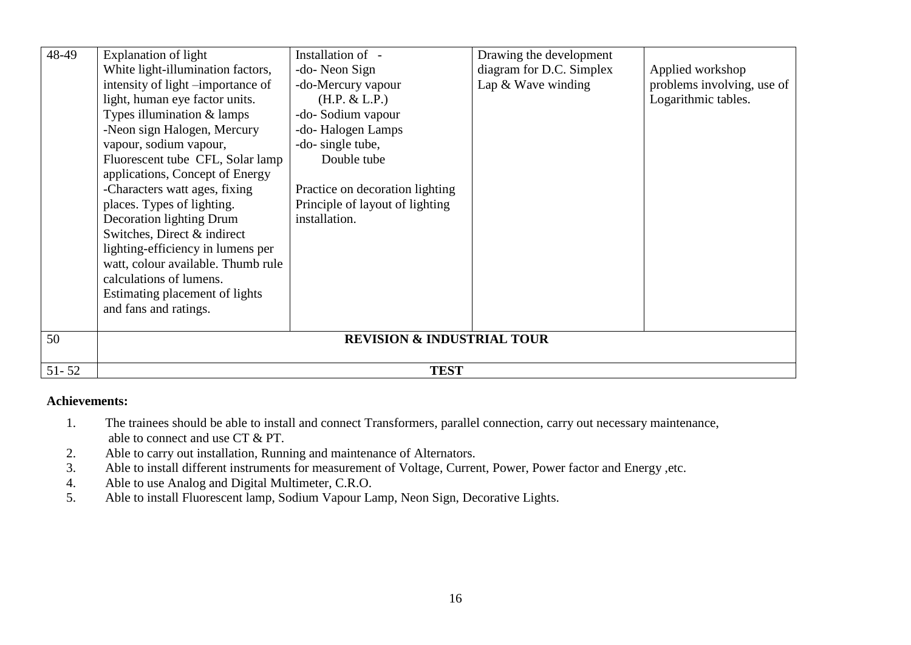| | | | | |
|---|---|---|---|---|
| 48-49 | Explanation of light<br>White light-illumination factors, intensity of light –importance of light, human eye factor units.<br>Types illumination & lamps<br>-Neon sign Halogen, Mercury vapour, sodium vapour, Fluorescent tube CFL, Solar lamp applications, Concept of Energy<br>-Characters watt ages, fixing places. Types of lighting. Decoration lighting Drum Switches, Direct & indirect lighting-efficiency in lumens per watt, colour available. Thumb rule calculations of lumens.<br>Estimating placement of lights and fans and ratings. | Installation of -<br>-do- Neon Sign<br>-do-Mercury vapour (H.P. & L.P.)<br>-do- Sodium vapour<br>-do- Halogen Lamps<br>-do- single tube, Double tube<br><br>Practice on decoration lighting<br>Principle of layout of lighting installation. | Drawing the development diagram for D.C. Simplex Lap & Wave winding | Applied workshop problems involving, use of Logarithmic tables. |
| 50 | **REVISION & INDUSTRIAL TOUR** | | | |
| 51- 52 | **TEST** | | | |

**Achievements:**

1. The trainees should be able to install and connect Transformers, parallel connection, carry out necessary maintenance, able to connect and use CT & PT.
2. Able to carry out installation, Running and maintenance of Alternators.
3. Able to install different instruments for measurement of Voltage, Current, Power, Power factor and Energy ,etc.
4. Able to use Analog and Digital Multimeter, C.R.O.
5. Able to install Fluorescent lamp, Sodium Vapour Lamp, Neon Sign, Decorative Lights.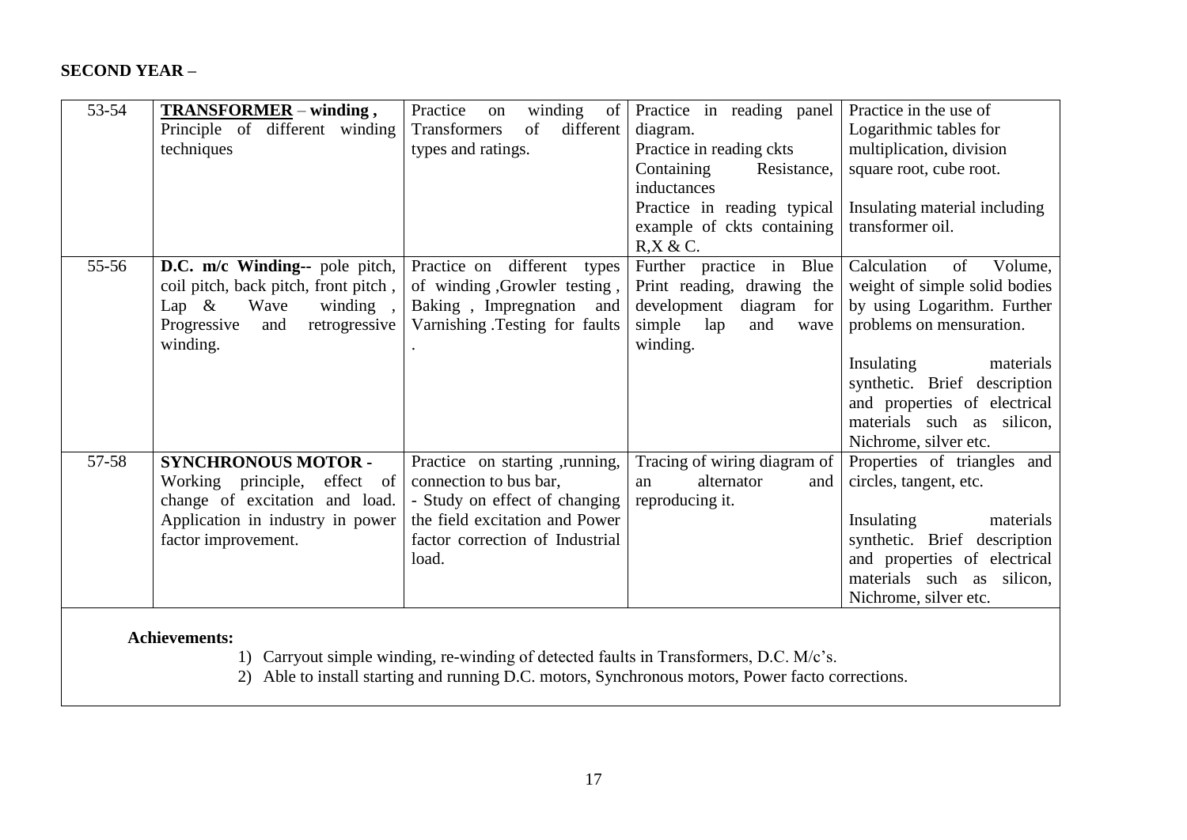**SECOND YEAR –**

| | | | | |
|---|---|---|---|---|
| 53-54 | **TRANSFORMER** – **winding ,** Principle of different winding techniques | Practice on winding of Transformers of different types and ratings. | Practice in reading panel diagram.<br>Practice in reading ckts Containing Resistance, inductances<br>Practice in reading typical example of ckts containing R,X & C. | Practice in the use of Logarithmic tables for multiplication, division square root, cube root.<br><br>Insulating material including transformer oil. |
| 55-56 | **D.C. m/c Winding--** pole pitch, coil pitch, back pitch, front pitch , Lap & Wave winding , Progressive and retrogressive winding. | Practice on different types of winding ,Growler testing , Baking , Impregnation and Varnishing .Testing for faults . | Further practice in Blue Print reading, drawing the development diagram for simple lap and wave winding. | Calculation of Volume, weight of simple solid bodies by using Logarithm. Further problems on mensuration.<br><br>Insulating materials synthetic. Brief description and properties of electrical materials such as silicon, Nichrome, silver etc. |
| 57-58 | **SYNCHRONOUS MOTOR -** Working principle, effect of change of excitation and load. Application in industry in power factor improvement. | Practice on starting ,running, connection to bus bar,<br>- Study on effect of changing the field excitation and Power factor correction of Industrial load. | Tracing of wiring diagram of an alternator and reproducing it. | Properties of triangles and circles, tangent, etc.<br><br>Insulating materials synthetic. Brief description and properties of electrical materials such as silicon, Nichrome, silver etc. |

**Achievements:**

1) Carryout simple winding, re-winding of detected faults in Transformers, D.C. M/c's.
2) Able to install starting and running D.C. motors, Synchronous motors, Power facto corrections.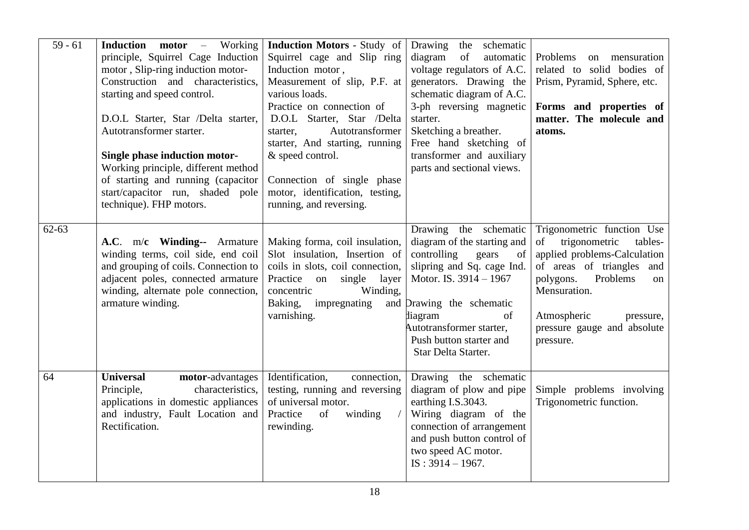| 59 - 61 | **Induction motor** – Working principle, Squirrel Cage Induction motor , Slip-ring induction motor- Construction and characteristics, starting and speed control.<br><br>D.O.L Starter, Star /Delta starter, Autotransformer starter.<br><br>**Single phase induction motor-** Working principle, different method of starting and running (capacitor start/capacitor run, shaded pole technique). FHP motors. | **Induction Motors** - Study of Squirrel cage and Slip ring Induction motor ,<br>Measurement of slip, P.F. at various loads.<br>Practice on connection of D.O.L Starter, Star /Delta starter, Autotransformer starter, And starting, running & speed control.<br><br>Connection of single phase motor, identification, testing, running, and reversing. | Drawing the schematic diagram of automatic voltage regulators of A.C. generators. Drawing the schematic diagram of A.C. 3-ph reversing magnetic starter.<br>Sketching a breather.<br>Free hand sketching of transformer and auxiliary parts and sectional views. | Problems on mensuration related to solid bodies of Prism, Pyramid, Sphere, etc.<br><br>**Forms and properties of matter. The molecule and atoms.** |
|---|---|---|---|---|
| 62-63 | **A.C**. m/**c Winding--** Armature winding terms, coil side, end coil and grouping of coils. Connection to adjacent poles, connected armature winding, alternate pole connection, armature winding. | Making forma, coil insulation, Slot insulation, Insertion of coils in slots, coil connection, Practice on single layer concentric Winding, Baking, impregnating and varnishing. | Drawing the schematic diagram of the starting and controlling gears of slipring and Sq. cage Ind. Motor. IS. 3914 – 1967<br><br>Drawing the schematic diagram of Autotransformer starter, Push button starter and Star Delta Starter. | Trigonometric function Use of trigonometric tables-applied problems-Calculation of areas of triangles and polygons. Problems on Mensuration.<br><br>Atmospheric pressure, pressure gauge and absolute pressure. |
| 64 | **Universal motor**-advantages Principle, characteristics, applications in domestic appliances and industry, Fault Location and Rectification. | Identification, connection, testing, running and reversing of universal motor.<br>Practice of winding / rewinding. | Drawing the schematic diagram of plow and pipe earthing I.S.3043.<br>Wiring diagram of the connection of arrangement and push button control of two speed AC motor.<br>IS : 3914 – 1967. | Simple problems involving Trigonometric function. |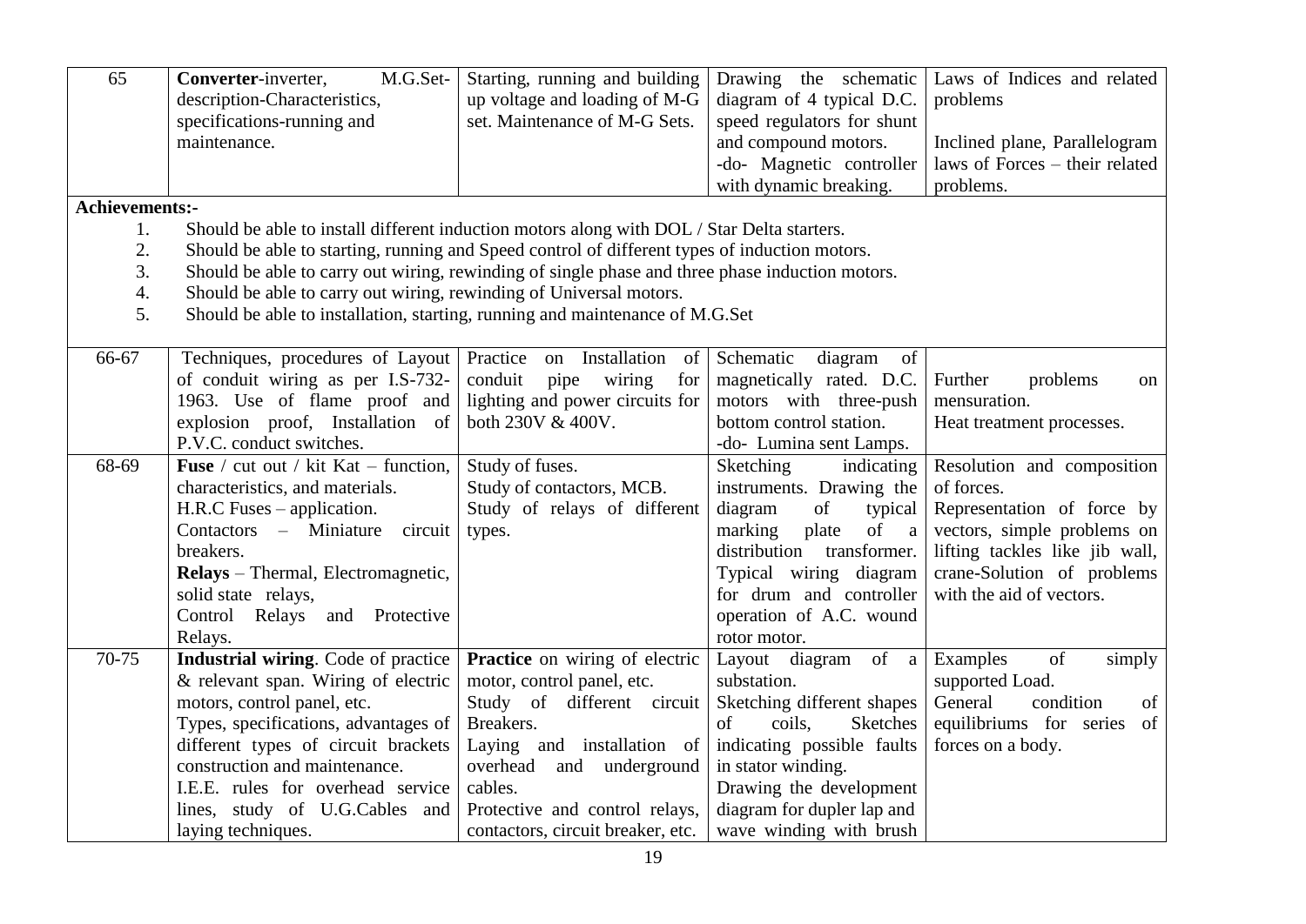| 65 | **Converter**-inverter, M.G.Set-description-Characteristics, specifications-running and maintenance. | Starting, running and building up voltage and loading of M-G set. Maintenance of M-G Sets. | Drawing the schematic diagram of 4 typical D.C. speed regulators for shunt and compound motors. -do- Magnetic controller with dynamic breaking. | Laws of Indices and related problems<br><br>Inclined plane, Parallelogram laws of Forces – their related problems. |
|---|---|---|---|---|

**Achievements:-**

1. Should be able to install different induction motors along with DOL / Star Delta starters.
2. Should be able to starting, running and Speed control of different types of induction motors.
3. Should be able to carry out wiring, rewinding of single phase and three phase induction motors.
4. Should be able to carry out wiring, rewinding of Universal motors.
5. Should be able to installation, starting, running and maintenance of M.G.Set

| 66-67 | Techniques, procedures of Layout of conduit wiring as per I.S-732-1963. Use of flame proof and explosion proof, Installation of P.V.C. conduct switches. | Practice on Installation of conduit pipe wiring for lighting and power circuits for both 230V & 400V. | Schematic diagram of magnetically rated. D.C. motors with three-push bottom control station. -do- Lumina sent Lamps. | Further problems on mensuration. Heat treatment processes. |
|---|---|---|---|---|
| 68-69 | **Fuse** / cut out / kit Kat – function, characteristics, and materials. H.R.C Fuses – application. Contactors – Miniature circuit breakers. **Relays** – Thermal, Electromagnetic, solid state relays, Control Relays and Protective Relays. | Study of fuses. Study of contactors, MCB. Study of relays of different types. | Sketching indicating instruments. Drawing the diagram of typical marking plate of a distribution transformer. Typical wiring diagram for drum and controller operation of A.C. wound rotor motor. | Resolution and composition of forces. Representation of force by vectors, simple problems on lifting tackles like jib wall, crane-Solution of problems with the aid of vectors. |
| 70-75 | **Industrial wiring**. Code of practice & relevant span. Wiring of electric motors, control panel, etc. Types, specifications, advantages of different types of circuit brackets construction and maintenance. I.E.E. rules for overhead service lines, study of U.G.Cables and laying techniques. | **Practice** on wiring of electric motor, control panel, etc. Study of different circuit Breakers. Laying and installation of overhead and underground cables. Protective and control relays, contactors, circuit breaker, etc. | Layout diagram of a substation. Sketching different shapes of coils, Sketches indicating possible faults in stator winding. Drawing the development diagram for dupler lap and wave winding with brush | Examples of simply supported Load. General condition of equilibriums for series of forces on a body. |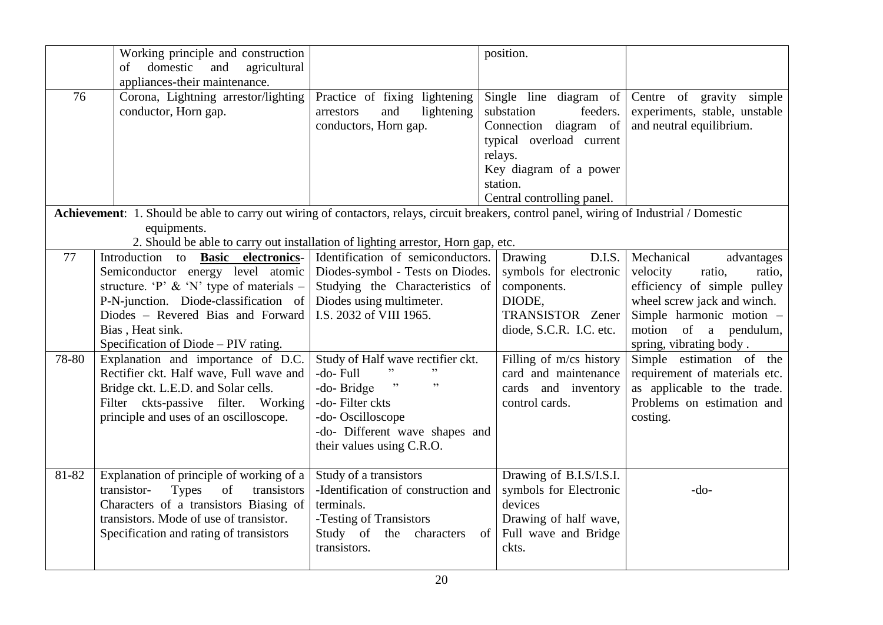| | | | | |
|---|---|---|---|---|
| | Working principle and construction of domestic and agricultural appliances-their maintenance. | | position. | |
| 76 | Corona, Lightning arrestor/lighting conductor, Horn gap. | Practice of fixing lightening arrestors and lightening conductors, Horn gap. | Single line diagram of substation feeders. Connection diagram of typical overload current relays. Key diagram of a power station. Central controlling panel. | Centre of gravity simple experiments, stable, unstable and neutral equilibrium. |
| **Achievement**: 1. Should be able to carry out wiring of contactors, relays, circuit breakers, control panel, wiring of Industrial / Domestic equipments. 2. Should be able to carry out installation of lighting arrestor, Horn gap, etc. | | | | |
| 77 | Introduction to **Basic electronics**-Semiconductor energy level atomic structure. 'P' & 'N' type of materials – P-N-junction. Diode-classification of Diodes – Revered Bias and Forward Bias , Heat sink. Specification of Diode – PIV rating. | Identification of semiconductors. Diodes-symbol - Tests on Diodes. Studying the Characteristics of Diodes using multimeter. I.S. 2032 of VIII 1965. | Drawing D.I.S. symbols for electronic components. DIODE, TRANSISTOR Zener diode, S.C.R. I.C. etc. | Mechanical advantages velocity ratio, ratio, efficiency of simple pulley wheel screw jack and winch. Simple harmonic motion – motion of a pendulum, spring, vibrating body . |
| 78-80 | Explanation and importance of D.C. Rectifier ckt. Half wave, Full wave and Bridge ckt. L.E.D. and Solar cells. Filter ckts-passive filter. Working principle and uses of an oscilloscope. | Study of Half wave rectifier ckt. -do- Full " " -do- Bridge " " -do- Filter ckts -do- Oscilloscope -do- Different wave shapes and their values using C.R.O. | Filling of m/cs history card and maintenance cards and inventory control cards. | Simple estimation of the requirement of materials etc. as applicable to the trade. Problems on estimation and costing. |
| 81-82 | Explanation of principle of working of a transistor- Types of transistors Characters of a transistors Biasing of transistors. Mode of use of transistor. Specification and rating of transistors | Study of a transistors -Identification of construction and terminals. -Testing of Transistors Study of the characters of transistors. | Drawing of B.I.S/I.S.I. symbols for Electronic devices Drawing of half wave, Full wave and Bridge ckts. | -do- |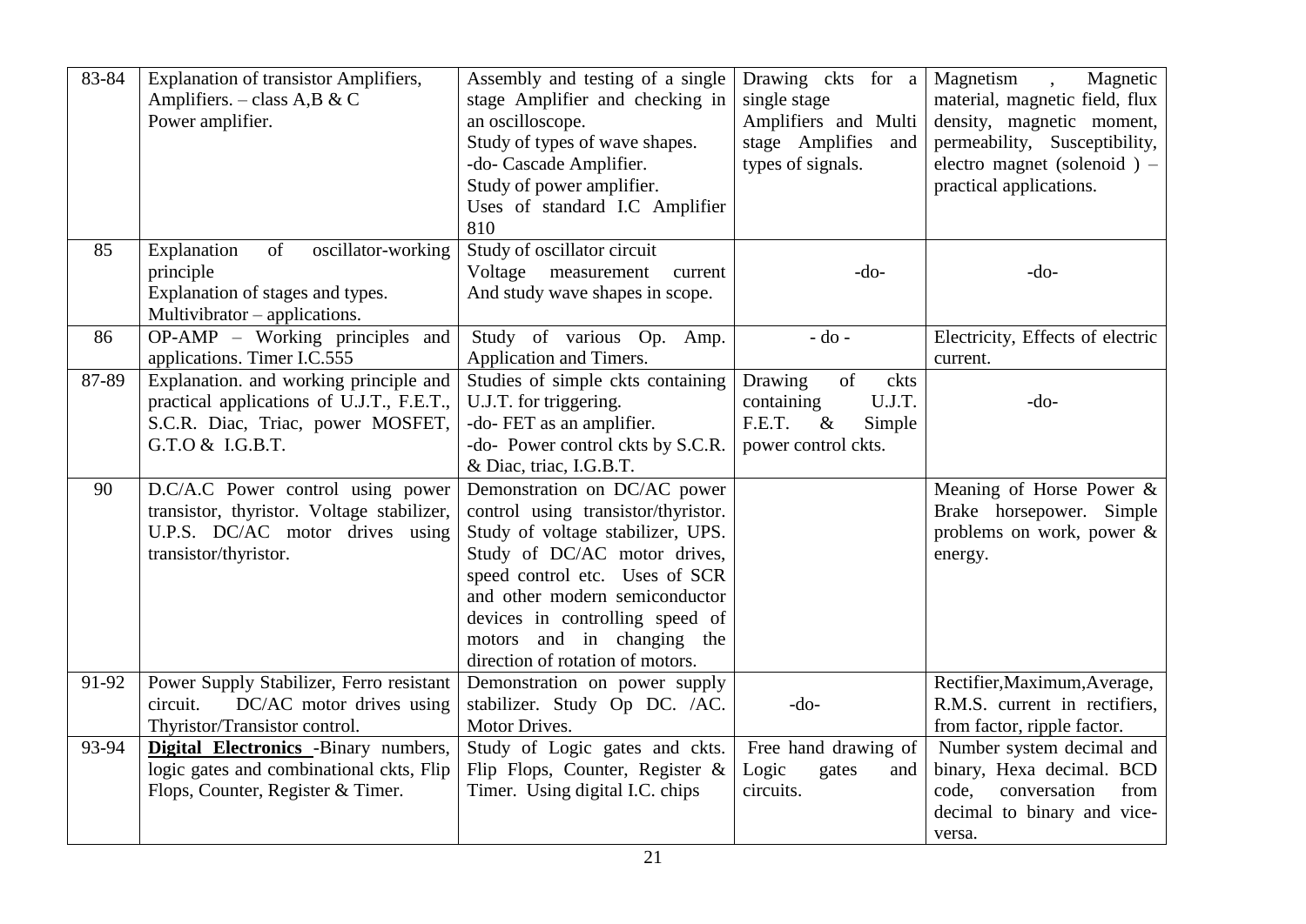| 83-84 | Explanation of transistor Amplifiers, Amplifiers. – class A,B & C Power amplifier. | Assembly and testing of a single stage Amplifier and checking in an oscilloscope. Study of types of wave shapes. -do- Cascade Amplifier. Study of power amplifier. Uses of standard I.C Amplifier 810 | Drawing ckts for a single stage Amplifiers and Multi stage Amplifies and types of signals. | Magnetism , Magnetic material, magnetic field, flux density, magnetic moment, permeability, Susceptibility, electro magnet (solenoid ) – practical applications. |
|---|---|---|---|---|
| 85 | Explanation of oscillator-working principle Explanation of stages and types. Multivibrator – applications. | Study of oscillator circuit Voltage measurement current And study wave shapes in scope. | -do- | -do- |
| 86 | OP-AMP – Working principles and applications. Timer I.C.555 | Study of various Op. Amp. Application and Timers. | - do - | Electricity, Effects of electric current. |
| 87-89 | Explanation. and working principle and practical applications of U.J.T., F.E.T., S.C.R. Diac, Triac, power MOSFET, G.T.O & I.G.B.T. | Studies of simple ckts containing U.J.T. for triggering. -do- FET as an amplifier. -do- Power control ckts by S.C.R. & Diac, triac, I.G.B.T. | Drawing of ckts containing U.J.T. F.E.T. & Simple power control ckts. | -do- |
| 90 | D.C/A.C Power control using power transistor, thyristor. Voltage stabilizer, U.P.S. DC/AC motor drives using transistor/thyristor. | Demonstration on DC/AC power control using transistor/thyristor. Study of voltage stabilizer, UPS. Study of DC/AC motor drives, speed control etc. Uses of SCR and other modern semiconductor devices in controlling speed of motors and in changing the direction of rotation of motors. | | Meaning of Horse Power & Brake horsepower. Simple problems on work, power & energy. |
| 91-92 | Power Supply Stabilizer, Ferro resistant circuit. DC/AC motor drives using Thyristor/Transistor control. | Demonstration on power supply stabilizer. Study Op DC. /AC. Motor Drives. | -do- | Rectifier,Maximum,Average, R.M.S. current in rectifiers, from factor, ripple factor. |
| 93-94 | **Digital Electronics** -Binary numbers, logic gates and combinational ckts, Flip Flops, Counter, Register & Timer. | Study of Logic gates and ckts. Flip Flops, Counter, Register & Timer. Using digital I.C. chips | Free hand drawing of Logic gates and circuits. | Number system decimal and binary, Hexa decimal. BCD code, conversation from decimal to binary and vice-versa. |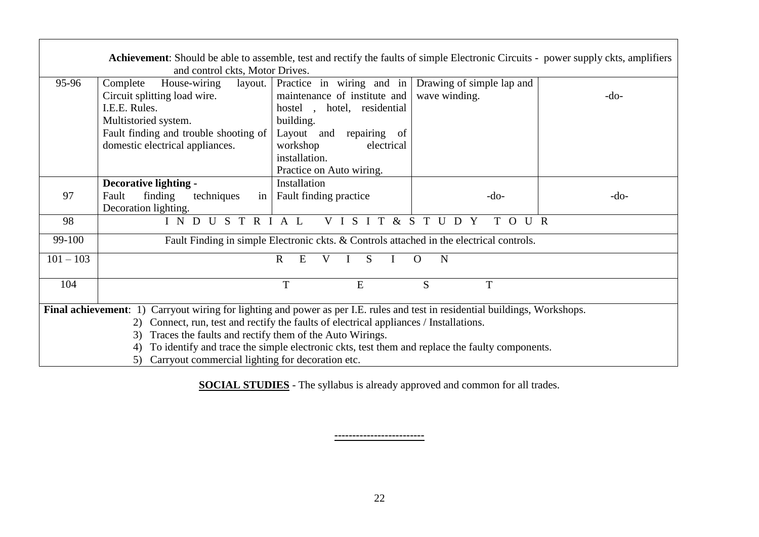| | | | | |
|---|---|---|---|---|
| | **Achievement**: Should be able to assemble, test and rectify the faults of simple Electronic Circuits - power supply ckts, amplifiers and control ckts, Motor Drives. | | | |
| 95-96 | Complete House-wiring layout.<br>Circuit splitting load wire.<br>I.E.E. Rules.<br>Multistoried system.<br>Fault finding and trouble shooting of domestic electrical appliances. | Practice in wiring and in maintenance of institute and hostel , hotel, residential building.<br>Layout and repairing of workshop electrical installation.<br>Practice on Auto wiring. | Drawing of simple lap and wave winding. | -do- |
| 97 | **Decorative lighting -**<br>Fault finding techniques in Decoration lighting. | Installation<br>Fault finding practice | -do- | -do- |
| 98 | I N D U S T R I A L V I S I T & S T U D Y T O U R | | | |
| 99-100 | Fault Finding in simple Electronic ckts. & Controls attached in the electrical controls. | | | |
| 101 – 103 | R E V I S I O N | | | |
| 104 | T E S T | | | |

**Final achievement**:
1) Carryout wiring for lighting and power as per I.E. rules and test in residential buildings, Workshops.
2) Connect, run, test and rectify the faults of electrical appliances / Installations.
3) Traces the faults and rectify them of the Auto Wirings.
4) To identify and trace the simple electronic ckts, test them and replace the faulty components.
5) Carryout commercial lighting for decoration etc.

**SOCIAL STUDIES** - The syllabus is already approved and common for all trades.

------------------------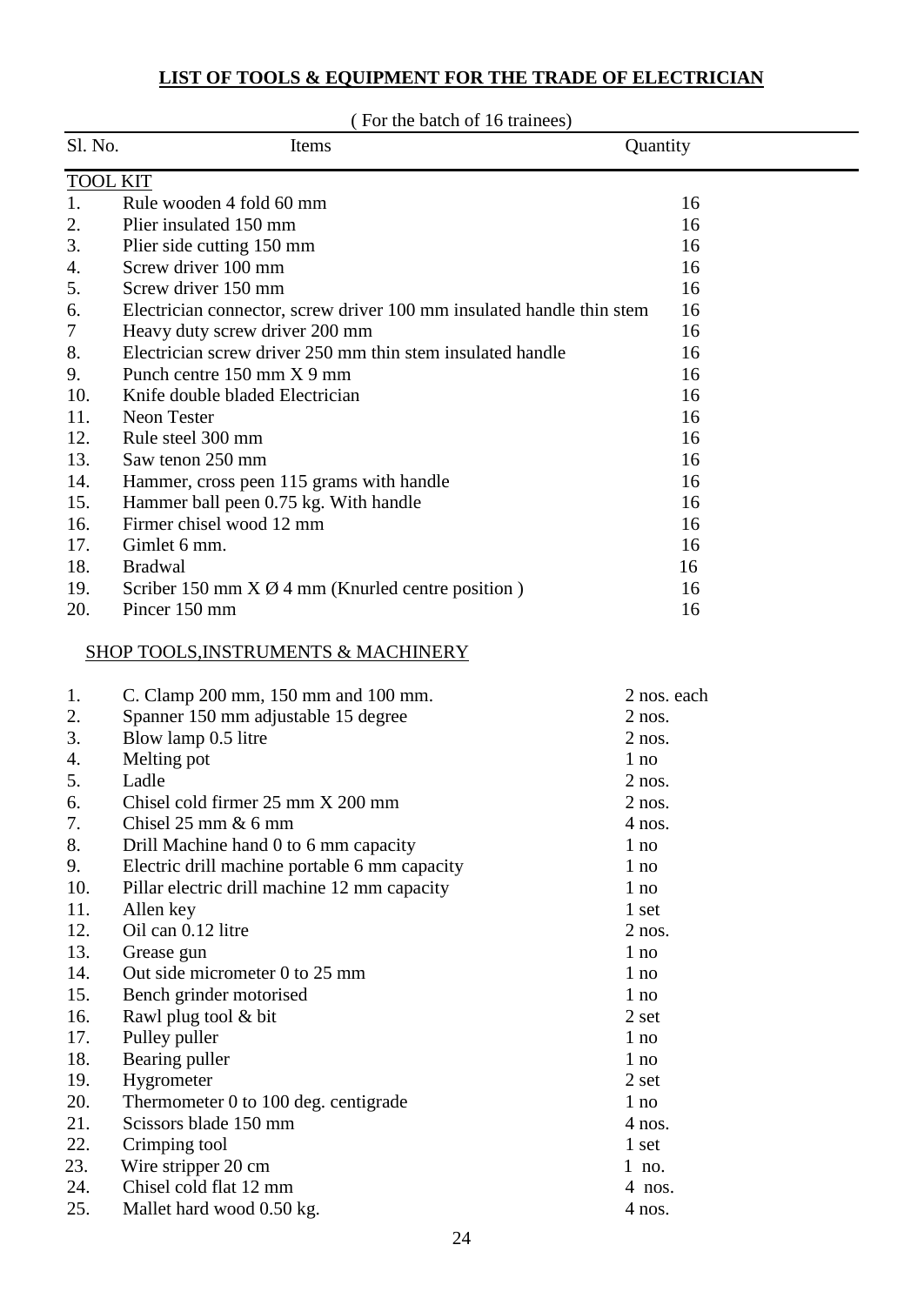# LIST OF TOOLS & EQUIPMENT FOR THE TRADE OF ELECTRICIAN

( For the batch of 16 trainees)

| Sl. No. | Items | Quantity |
|---|---|---|
| **TOOL KIT** | | |
| 1. | Rule wooden 4 fold 60 mm | 16 |
| 2. | Plier insulated 150 mm | 16 |
| 3. | Plier side cutting 150 mm | 16 |
| 4. | Screw driver 100 mm | 16 |
| 5. | Screw driver 150 mm | 16 |
| 6. | Electrician connector, screw driver 100 mm insulated handle thin stem | 16 |
| 7 | Heavy duty screw driver 200 mm | 16 |
| 8. | Electrician screw driver 250 mm thin stem insulated handle | 16 |
| 9. | Punch centre 150 mm X 9 mm | 16 |
| 10. | Knife double bladed Electrician | 16 |
| 11. | Neon Tester | 16 |
| 12. | Rule steel 300 mm | 16 |
| 13. | Saw tenon 250 mm | 16 |
| 14. | Hammer, cross peen 115 grams with handle | 16 |
| 15. | Hammer ball peen 0.75 kg. With handle | 16 |
| 16. | Firmer chisel wood 12 mm | 16 |
| 17. | Gimlet 6 mm. | 16 |
| 18. | Bradwal | 16 |
| 19. | Scriber 150 mm X Ø 4 mm (Knurled centre position ) | 16 |
| 20. | Pincer 150 mm | 16 |

**SHOP TOOLS,INSTRUMENTS & MACHINERY**

| Sl. No. | Items | Quantity |
|---|---|---|
| 1. | C. Clamp 200 mm, 150 mm and 100 mm. | 2 nos. each |
| 2. | Spanner 150 mm adjustable 15 degree | 2 nos. |
| 3. | Blow lamp 0.5 litre | 2 nos. |
| 4. | Melting pot | 1 no |
| 5. | Ladle | 2 nos. |
| 6. | Chisel cold firmer 25 mm X 200 mm | 2 nos. |
| 7. | Chisel 25 mm & 6 mm | 4 nos. |
| 8. | Drill Machine hand 0 to 6 mm capacity | 1 no |
| 9. | Electric drill machine portable 6 mm capacity | 1 no |
| 10. | Pillar electric drill machine 12 mm capacity | 1 no |
| 11. | Allen key | 1 set |
| 12. | Oil can 0.12 litre | 2 nos. |
| 13. | Grease gun | 1 no |
| 14. | Out side micrometer 0 to 25 mm | 1 no |
| 15. | Bench grinder motorised | 1 no |
| 16. | Rawl plug tool & bit | 2 set |
| 17. | Pulley puller | 1 no |
| 18. | Bearing puller | 1 no |
| 19. | Hygrometer | 2 set |
| 20. | Thermometer 0 to 100 deg. centigrade | 1 no |
| 21. | Scissors blade 150 mm | 4 nos. |
| 22. | Crimping tool | 1 set |
| 23. | Wire stripper 20 cm | 1 no. |
| 24. | Chisel cold flat 12 mm | 4 nos. |
| 25. | Mallet hard wood 0.50 kg. | 4 nos. |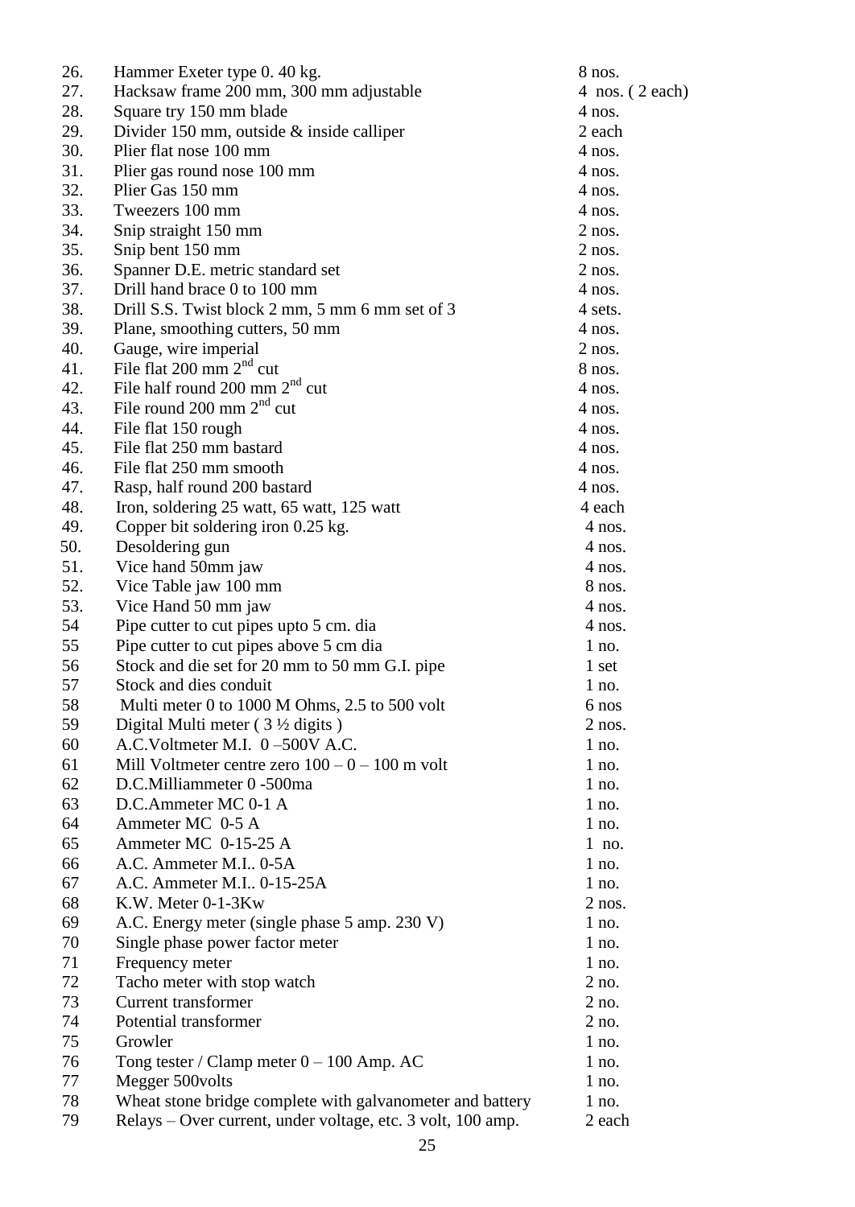| | | |
|---|---|---|
| 26. | Hammer Exeter type 0. 40 kg. | 8 nos. |
| 27. | Hacksaw frame 200 mm, 300 mm adjustable | 4 nos. ( 2 each) |
| 28. | Square try 150 mm blade | 4 nos. |
| 29. | Divider 150 mm, outside & inside calliper | 2 each |
| 30. | Plier flat nose 100 mm | 4 nos. |
| 31. | Plier gas round nose 100 mm | 4 nos. |
| 32. | Plier Gas 150 mm | 4 nos. |
| 33. | Tweezers 100 mm | 4 nos. |
| 34. | Snip straight 150 mm | 2 nos. |
| 35. | Snip bent 150 mm | 2 nos. |
| 36. | Spanner D.E. metric standard set | 2 nos. |
| 37. | Drill hand brace 0 to 100 mm | 4 nos. |
| 38. | Drill S.S. Twist block 2 mm, 5 mm 6 mm set of 3 | 4 sets. |
| 39. | Plane, smoothing cutters, 50 mm | 4 nos. |
| 40. | Gauge, wire imperial | 2 nos. |
| 41. | File flat 200 mm 2nd cut | 8 nos. |
| 42. | File half round 200 mm 2nd cut | 4 nos. |
| 43. | File round 200 mm 2nd cut | 4 nos. |
| 44. | File flat 150 rough | 4 nos. |
| 45. | File flat 250 mm bastard | 4 nos. |
| 46. | File flat 250 mm smooth | 4 nos. |
| 47. | Rasp, half round 200 bastard | 4 nos. |
| 48. | Iron, soldering 25 watt, 65 watt, 125 watt | 4 each |
| 49. | Copper bit soldering iron 0.25 kg. | 4 nos. |
| 50. | Desoldering gun | 4 nos. |
| 51. | Vice hand 50mm jaw | 4 nos. |
| 52. | Vice Table jaw 100 mm | 8 nos. |
| 53. | Vice Hand 50 mm jaw | 4 nos. |
| 54 | Pipe cutter to cut pipes upto 5 cm. dia | 4 nos. |
| 55 | Pipe cutter to cut pipes above 5 cm dia | 1 no. |
| 56 | Stock and die set for 20 mm to 50 mm G.I. pipe | 1 set |
| 57 | Stock and dies conduit | 1 no. |
| 58 | Multi meter 0 to 1000 M Ohms, 2.5 to 500 volt | 6 nos |
| 59 | Digital Multi meter ( 3 ½ digits ) | 2 nos. |
| 60 | A.C.Voltmeter M.I. 0 –500V A.C. | 1 no. |
| 61 | Mill Voltmeter centre zero 100 – 0 – 100 m volt | 1 no. |
| 62 | D.C.Milliammeter 0 -500ma | 1 no. |
| 63 | D.C.Ammeter MC 0-1 A | 1 no. |
| 64 | Ammeter MC 0-5 A | 1 no. |
| 65 | Ammeter MC 0-15-25 A | 1 no. |
| 66 | A.C. Ammeter M.I.. 0-5A | 1 no. |
| 67 | A.C. Ammeter M.I.. 0-15-25A | 1 no. |
| 68 | K.W. Meter 0-1-3Kw | 2 nos. |
| 69 | A.C. Energy meter (single phase 5 amp. 230 V) | 1 no. |
| 70 | Single phase power factor meter | 1 no. |
| 71 | Frequency meter | 1 no. |
| 72 | Tacho meter with stop watch | 2 no. |
| 73 | Current transformer | 2 no. |
| 74 | Potential transformer | 2 no. |
| 75 | Growler | 1 no. |
| 76 | Tong tester / Clamp meter 0 – 100 Amp. AC | 1 no. |
| 77 | Megger 500volts | 1 no. |
| 78 | Wheat stone bridge complete with galvanometer and battery | 1 no. |
| 79 | Relays – Over current, under voltage, etc. 3 volt, 100 amp. | 2 each |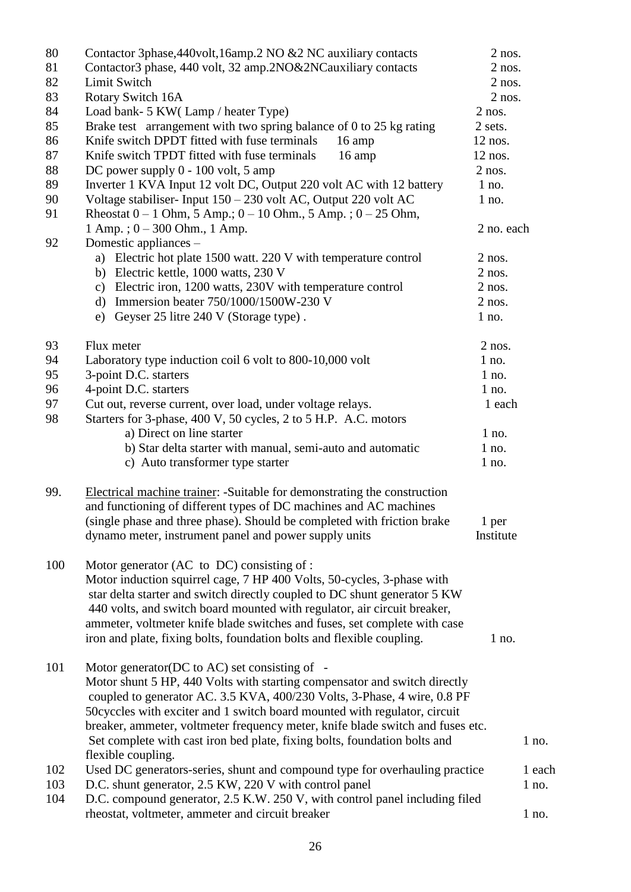| | | |
|---|---|---|
| 80 | Contactor 3phase,440volt,16amp.2 NO &2 NC auxiliary contacts | 2 nos. |
| 81 | Contactor3 phase, 440 volt, 32 amp.2NO&2NCauxiliary contacts | 2 nos. |
| 82 | Limit Switch | 2 nos. |
| 83 | Rotary Switch 16A | 2 nos. |
| 84 | Load bank- 5 KW( Lamp / heater Type) | 2 nos. |
| 85 | Brake test arrangement with two spring balance of 0 to 25 kg rating | 2 sets. |
| 86 | Knife switch DPDT fitted with fuse terminals 16 amp | 12 nos. |
| 87 | Knife switch TPDT fitted with fuse terminals 16 amp | 12 nos. |
| 88 | DC power supply 0 - 100 volt, 5 amp | 2 nos. |
| 89 | Inverter 1 KVA Input 12 volt DC, Output 220 volt AC with 12 battery | 1 no. |
| 90 | Voltage stabiliser- Input 150 – 230 volt AC, Output 220 volt AC | 1 no. |
| 91 | Rheostat 0 – 1 Ohm, 5 Amp.; 0 – 10 Ohm., 5 Amp. ; 0 – 25 Ohm, 1 Amp. ; 0 – 300 Ohm., 1 Amp. | 2 no. each |
| 92 | Domestic appliances – | |
| | a) Electric hot plate 1500 watt. 220 V with temperature control | 2 nos. |
| | b) Electric kettle, 1000 watts, 230 V | 2 nos. |
| | c) Electric iron, 1200 watts, 230V with temperature control | 2 nos. |
| | d) Immersion beater 750/1000/1500W-230 V | 2 nos. |
| | e) Geyser 25 litre 240 V (Storage type) . | 1 no. |
| 93 | Flux meter | 2 nos. |
| 94 | Laboratory type induction coil 6 volt to 800-10,000 volt | 1 no. |
| 95 | 3-point D.C. starters | 1 no. |
| 96 | 4-point D.C. starters | 1 no. |
| 97 | Cut out, reverse current, over load, under voltage relays. | 1 each |
| 98 | Starters for 3-phase, 400 V, 50 cycles, 2 to 5 H.P. A.C. motors | |
| | a) Direct on line starter | 1 no. |
| | b) Star delta starter with manual, semi-auto and automatic | 1 no. |
| | c) Auto transformer type starter | 1 no. |
| 99. | Electrical machine trainer: -Suitable for demonstrating the construction and functioning of different types of DC machines and AC machines (single phase and three phase). Should be completed with friction brake dynamo meter, instrument panel and power supply units | 1 per Institute |
| 100 | Motor generator (AC to DC) consisting of : Motor induction squirrel cage, 7 HP 400 Volts, 50-cycles, 3-phase with star delta starter and switch directly coupled to DC shunt generator 5 KW 440 volts, and switch board mounted with regulator, air circuit breaker, ammeter, voltmeter knife blade switches and fuses, set complete with case iron and plate, fixing bolts, foundation bolts and flexible coupling. | 1 no. |
| 101 | Motor generator(DC to AC) set consisting of - Motor shunt 5 HP, 440 Volts with starting compensator and switch directly coupled to generator AC. 3.5 KVA, 400/230 Volts, 3-Phase, 4 wire, 0.8 PF 50cyccles with exciter and 1 switch board mounted with regulator, circuit breaker, ammeter, voltmeter frequency meter, knife blade switch and fuses etc. Set complete with cast iron bed plate, fixing bolts, foundation bolts and flexible coupling. | 1 no. |
| 102 | Used DC generators-series, shunt and compound type for overhauling practice | 1 each |
| 103 | D.C. shunt generator, 2.5 KW, 220 V with control panel | 1 no. |
| 104 | D.C. compound generator, 2.5 K.W. 250 V, with control panel including filed rheostat, voltmeter, ammeter and circuit breaker | 1 no. |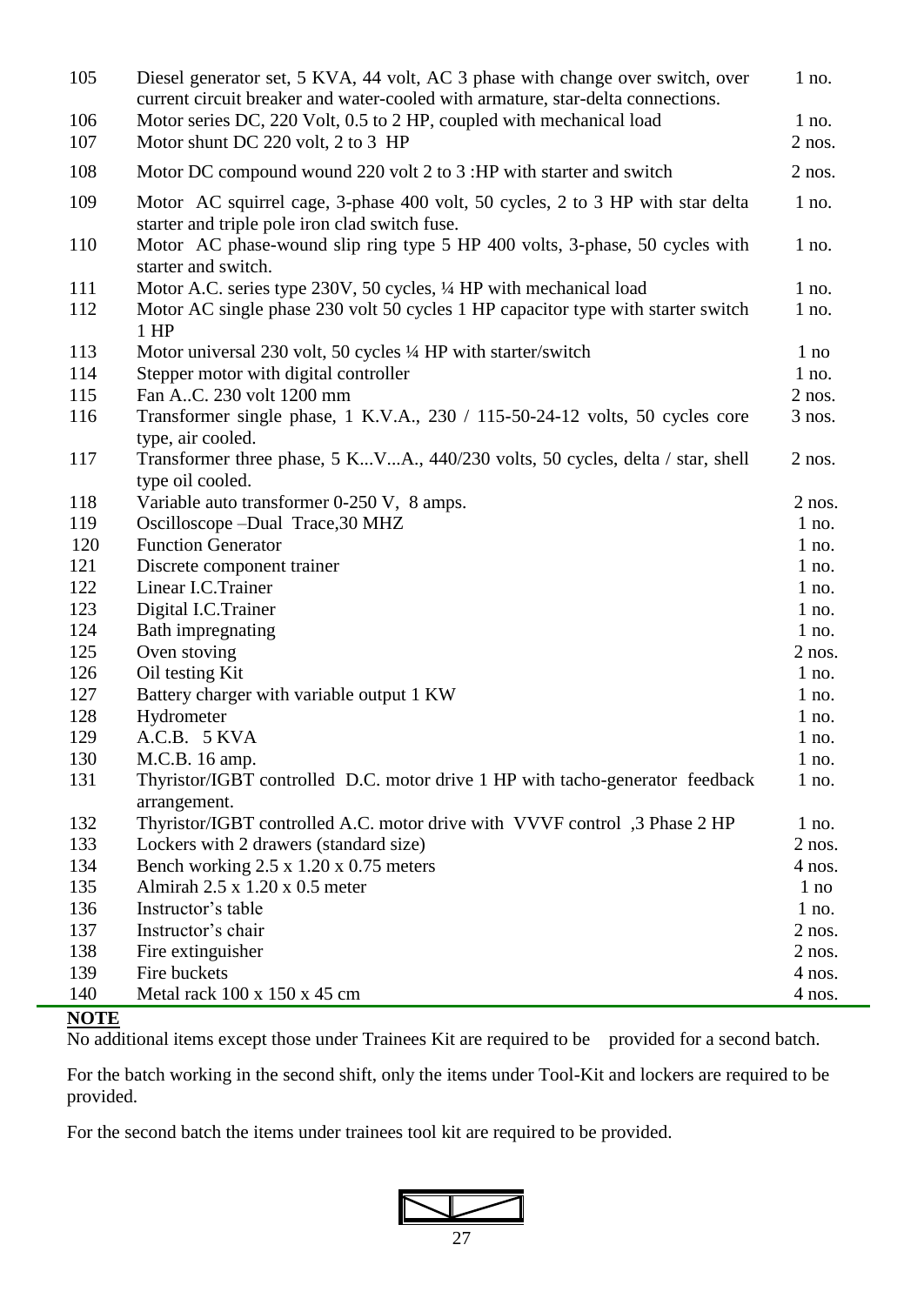| | | |
|---|---|---|
| 105 | Diesel generator set, 5 KVA, 44 volt, AC 3 phase with change over switch, over current circuit breaker and water-cooled with armature, star-delta connections. | 1 no. |
| 106 | Motor series DC, 220 Volt, 0.5 to 2 HP, coupled with mechanical load | 1 no. |
| 107 | Motor shunt DC 220 volt, 2 to 3 HP | 2 nos. |
| 108 | Motor DC compound wound 220 volt 2 to 3 :HP with starter and switch | 2 nos. |
| 109 | Motor AC squirrel cage, 3-phase 400 volt, 50 cycles, 2 to 3 HP with star delta starter and triple pole iron clad switch fuse. | 1 no. |
| 110 | Motor AC phase-wound slip ring type 5 HP 400 volts, 3-phase, 50 cycles with starter and switch. | 1 no. |
| 111 | Motor A.C. series type 230V, 50 cycles, ¼ HP with mechanical load | 1 no. |
| 112 | Motor AC single phase 230 volt 50 cycles 1 HP capacitor type with starter switch 1 HP | 1 no. |
| 113 | Motor universal 230 volt, 50 cycles ¼ HP with starter/switch | 1 no |
| 114 | Stepper motor with digital controller | 1 no. |
| 115 | Fan A..C. 230 volt 1200 mm | 2 nos. |
| 116 | Transformer single phase, 1 K.V.A., 230 / 115-50-24-12 volts, 50 cycles core type, air cooled. | 3 nos. |
| 117 | Transformer three phase, 5 K...V...A., 440/230 volts, 50 cycles, delta / star, shell type oil cooled. | 2 nos. |
| 118 | Variable auto transformer 0-250 V, 8 amps. | 2 nos. |
| 119 | Oscilloscope –Dual Trace,30 MHZ | 1 no. |
| 120 | Function Generator | 1 no. |
| 121 | Discrete component trainer | 1 no. |
| 122 | Linear I.C.Trainer | 1 no. |
| 123 | Digital I.C.Trainer | 1 no. |
| 124 | Bath impregnating | 1 no. |
| 125 | Oven stoving | 2 nos. |
| 126 | Oil testing Kit | 1 no. |
| 127 | Battery charger with variable output 1 KW | 1 no. |
| 128 | Hydrometer | 1 no. |
| 129 | A.C.B. 5 KVA | 1 no. |
| 130 | M.C.B. 16 amp. | 1 no. |
| 131 | Thyristor/IGBT controlled D.C. motor drive 1 HP with tacho-generator feedback arrangement. | 1 no. |
| 132 | Thyristor/IGBT controlled A.C. motor drive with VVVF control ,3 Phase 2 HP | 1 no. |
| 133 | Lockers with 2 drawers (standard size) | 2 nos. |
| 134 | Bench working 2.5 x 1.20 x 0.75 meters | 4 nos. |
| 135 | Almirah 2.5 x 1.20 x 0.5 meter | 1 no |
| 136 | Instructor's table | 1 no. |
| 137 | Instructor's chair | 2 nos. |
| 138 | Fire extinguisher | 2 nos. |
| 139 | Fire buckets | 4 nos. |
| 140 | Metal rack 100 x 150 x 45 cm | 4 nos. |

**NOTE**

No additional items except those under Trainees Kit are required to be provided for a second batch.

For the batch working in the second shift, only the items under Tool-Kit and lockers are required to be provided.

For the second batch the items under trainees tool kit are required to be provided.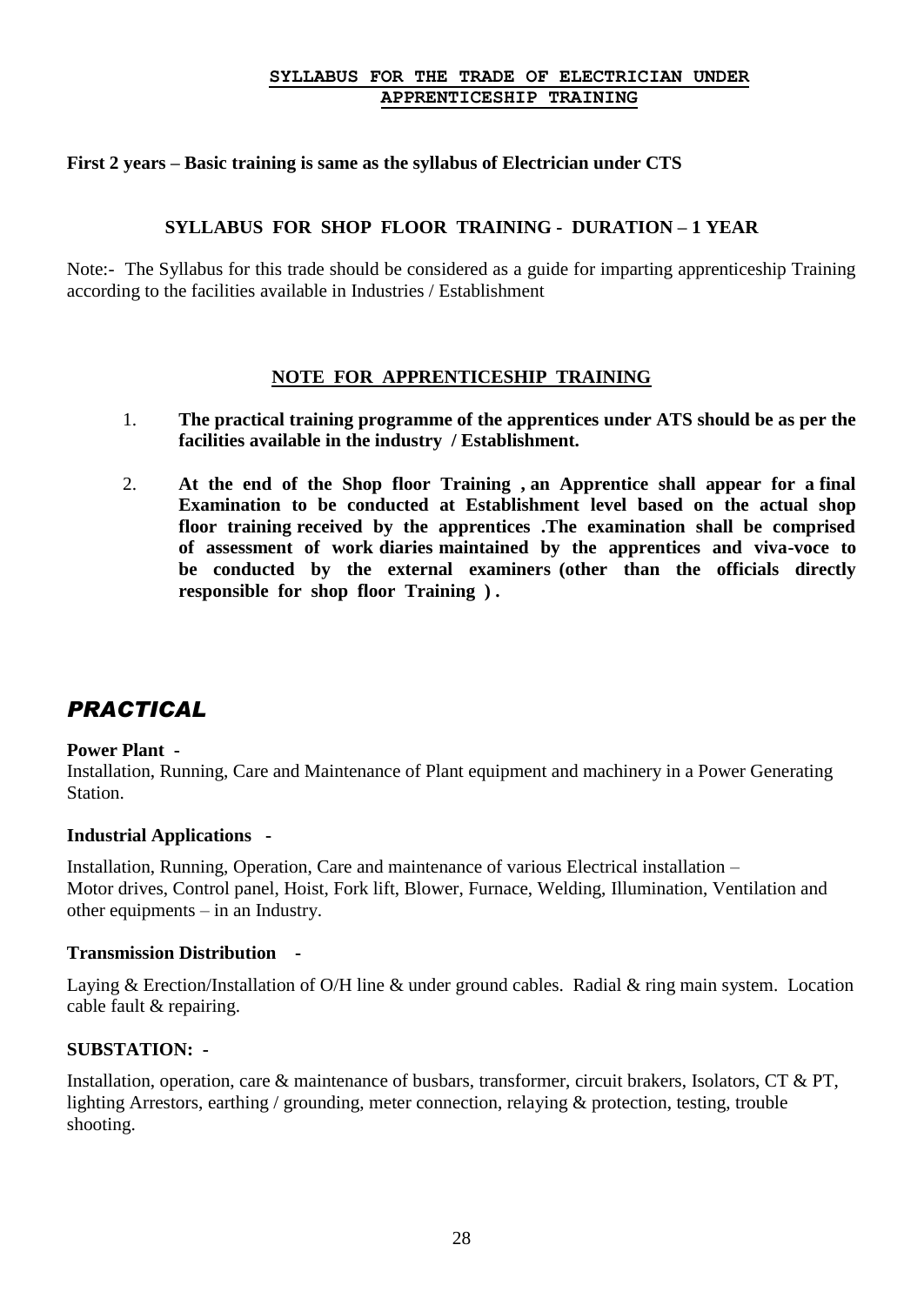## SYLLABUS FOR THE TRADE OF ELECTRICIAN UNDER APPRENTICESHIP TRAINING

**First 2 years – Basic training is same as the syllabus of Electrician under CTS**

### SYLLABUS FOR SHOP FLOOR TRAINING - DURATION – 1 YEAR

Note:- The Syllabus for this trade should be considered as a guide for imparting apprenticeship Training according to the facilities available in Industries / Establishment

### NOTE FOR APPRENTICESHIP TRAINING

1. **The practical training programme of the apprentices under ATS should be as per the facilities available in the industry / Establishment.**
2. **At the end of the Shop floor Training , an Apprentice shall appear for a final Examination to be conducted at Establishment level based on the actual shop floor training received by the apprentices .The examination shall be comprised of assessment of work diaries maintained by the apprentices and viva-voce to be conducted by the external examiners (other than the officials directly responsible for shop floor Training ) .**

## *PRACTICAL*

**Power Plant -**
Installation, Running, Care and Maintenance of Plant equipment and machinery in a Power Generating Station.

**Industrial Applications -**

Installation, Running, Operation, Care and maintenance of various Electrical installation – Motor drives, Control panel, Hoist, Fork lift, Blower, Furnace, Welding, Illumination, Ventilation and other equipments – in an Industry.

**Transmission Distribution -**

Laying & Erection/Installation of O/H line & under ground cables. Radial & ring main system. Location cable fault & repairing.

**SUBSTATION: -**

Installation, operation, care & maintenance of busbars, transformer, circuit brakers, Isolators, CT & PT, lighting Arrestors, earthing / grounding, meter connection, relaying & protection, testing, trouble shooting.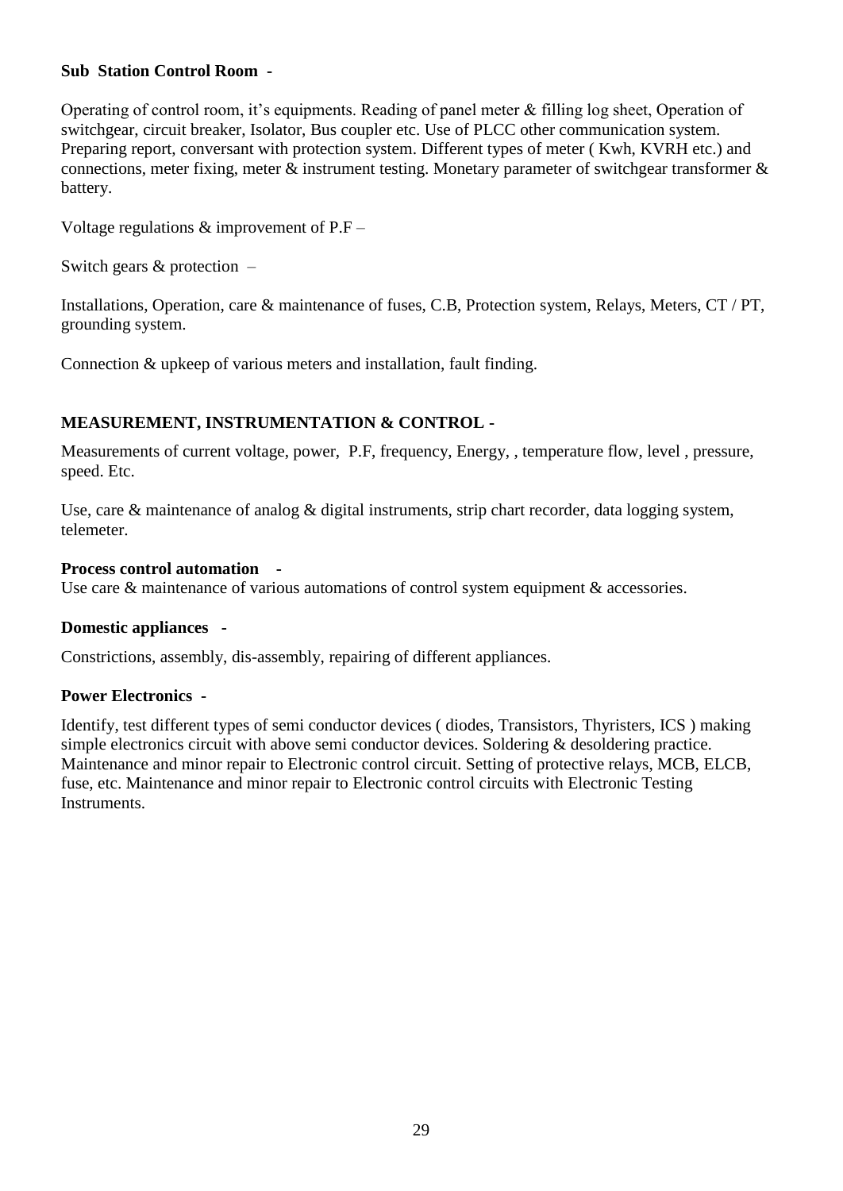**Sub Station Control Room -**

Operating of control room, it's equipments. Reading of panel meter & filling log sheet, Operation of switchgear, circuit breaker, Isolator, Bus coupler etc. Use of PLCC other communication system. Preparing report, conversant with protection system. Different types of meter ( Kwh, KVRH etc.) and connections, meter fixing, meter & instrument testing. Monetary parameter of switchgear transformer & battery.

Voltage regulations & improvement of P.F –

Switch gears & protection –

Installations, Operation, care & maintenance of fuses, C.B, Protection system, Relays, Meters, CT / PT, grounding system.

Connection & upkeep of various meters and installation, fault finding.

**MEASUREMENT, INSTRUMENTATION & CONTROL -**

Measurements of current voltage, power, P.F, frequency, Energy, , temperature flow, level , pressure, speed. Etc.

Use, care & maintenance of analog & digital instruments, strip chart recorder, data logging system, telemeter.

**Process control automation -**

Use care & maintenance of various automations of control system equipment & accessories.

**Domestic appliances -**

Constrictions, assembly, dis-assembly, repairing of different appliances.

**Power Electronics -**

Identify, test different types of semi conductor devices ( diodes, Transistors, Thyristers, ICS ) making simple electronics circuit with above semi conductor devices. Soldering & desoldering practice. Maintenance and minor repair to Electronic control circuit. Setting of protective relays, MCB, ELCB, fuse, etc. Maintenance and minor repair to Electronic control circuits with Electronic Testing Instruments.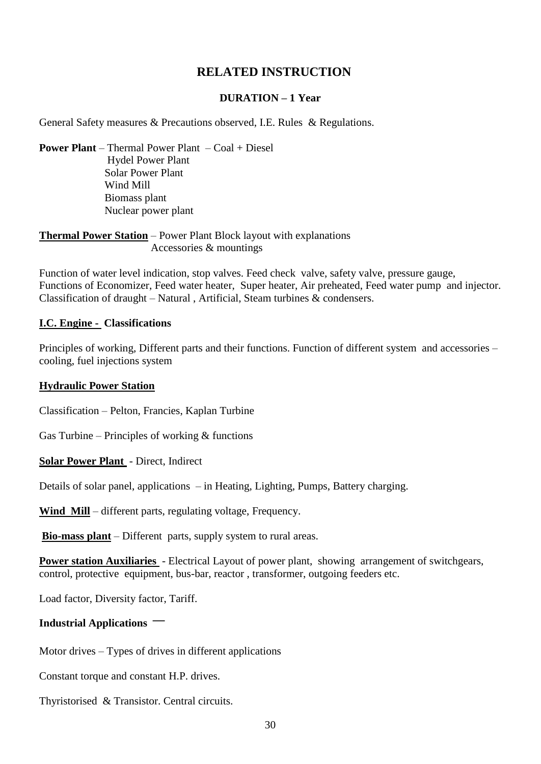# RELATED INSTRUCTION

**DURATION – 1 Year**

General Safety measures & Precautions observed, I.E. Rules & Regulations.

**Power Plant** – Thermal Power Plant – Coal + Diesel
Hydel Power Plant
Solar Power Plant
Wind Mill
Biomass plant
Nuclear power plant

**Thermal Power Station** – Power Plant Block layout with explanations
Accessories & mountings

Function of water level indication, stop valves. Feed check valve, safety valve, pressure gauge, Functions of Economizer, Feed water heater, Super heater, Air preheated, Feed water pump and injector. Classification of draught – Natural , Artificial, Steam turbines & condensers.

**I.C. Engine - Classifications**

Principles of working, Different parts and their functions. Function of different system and accessories – cooling, fuel injections system

**Hydraulic Power Station**

Classification – Pelton, Francies, Kaplan Turbine

Gas Turbine – Principles of working & functions

**Solar Power Plant** - Direct, Indirect

Details of solar panel, applications – in Heating, Lighting, Pumps, Battery charging.

**Wind Mill** – different parts, regulating voltage, Frequency.

**Bio-mass plant** – Different parts, supply system to rural areas.

**Power station Auxiliaries** - Electrical Layout of power plant, showing arrangement of switchgears, control, protective equipment, bus-bar, reactor , transformer, outgoing feeders etc.

Load factor, Diversity factor, Tariff.

**Industrial Applications** —

Motor drives – Types of drives in different applications

Constant torque and constant H.P. drives.

Thyristorised & Transistor. Central circuits.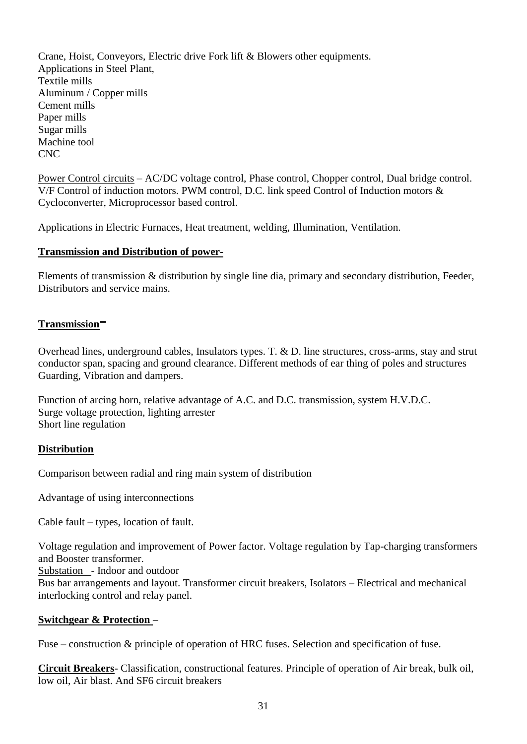Crane, Hoist, Conveyors, Electric drive Fork lift & Blowers other equipments.
Applications in Steel Plant,
Textile mills
Aluminum / Copper mills
Cement mills
Paper mills
Sugar mills
Machine tool
CNC

Power Control circuits – AC/DC voltage control, Phase control, Chopper control, Dual bridge control. V/F Control of induction motors. PWM control, D.C. link speed Control of Induction motors & Cycloconverter, Microprocessor based control.

Applications in Electric Furnaces, Heat treatment, welding, Illumination, Ventilation.

**Transmission and Distribution of power-**

Elements of transmission & distribution by single line dia, primary and secondary distribution, Feeder, Distributors and service mains.

**Transmission-**

Overhead lines, underground cables, Insulators types. T. & D. line structures, cross-arms, stay and strut conductor span, spacing and ground clearance. Different methods of ear thing of poles and structures Guarding, Vibration and dampers.

Function of arcing horn, relative advantage of A.C. and D.C. transmission, system H.V.D.C.
Surge voltage protection, lighting arrester
Short line regulation

**Distribution**

Comparison between radial and ring main system of distribution

Advantage of using interconnections

Cable fault – types, location of fault.

Voltage regulation and improvement of Power factor. Voltage regulation by Tap-charging transformers and Booster transformer.
Substation - Indoor and outdoor
Bus bar arrangements and layout. Transformer circuit breakers, Isolators – Electrical and mechanical interlocking control and relay panel.

**Switchgear & Protection –**

Fuse – construction & principle of operation of HRC fuses. Selection and specification of fuse.

**Circuit Breakers**- Classification, constructional features. Principle of operation of Air break, bulk oil, low oil, Air blast. And SF6 circuit breakers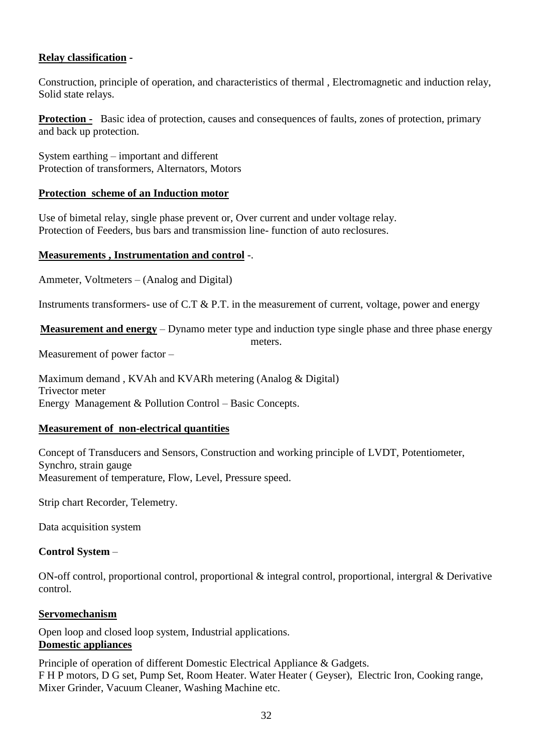**Relay classification** -

Construction, principle of operation, and characteristics of thermal , Electromagnetic and induction relay, Solid state relays.

**Protection -** Basic idea of protection, causes and consequences of faults, zones of protection, primary and back up protection.

System earthing – important and different
Protection of transformers, Alternators, Motors

**Protection scheme of an Induction motor**

Use of bimetal relay, single phase prevent or, Over current and under voltage relay.
Protection of Feeders, bus bars and transmission line- function of auto reclosures.

**Measurements , Instrumentation and control** -.

Ammeter, Voltmeters – (Analog and Digital)

Instruments transformers- use of C.T & P.T. in the measurement of current, voltage, power and energy

**Measurement and energy** – Dynamo meter type and induction type single phase and three phase energy meters.

Measurement of power factor –

Maximum demand , KVAh and KVARh metering (Analog & Digital)
Trivector meter
Energy Management & Pollution Control – Basic Concepts.

**Measurement of non-electrical quantities**

Concept of Transducers and Sensors, Construction and working principle of LVDT, Potentiometer, Synchro, strain gauge
Measurement of temperature, Flow, Level, Pressure speed.

Strip chart Recorder, Telemetry.

Data acquisition system

**Control System** –

ON-off control, proportional control, proportional & integral control, proportional, intergral & Derivative control.

**Servomechanism**

Open loop and closed loop system, Industrial applications.

**Domestic appliances**

Principle of operation of different Domestic Electrical Appliance & Gadgets.
F H P motors, D G set, Pump Set, Room Heater. Water Heater ( Geyser), Electric Iron, Cooking range, Mixer Grinder, Vacuum Cleaner, Washing Machine etc.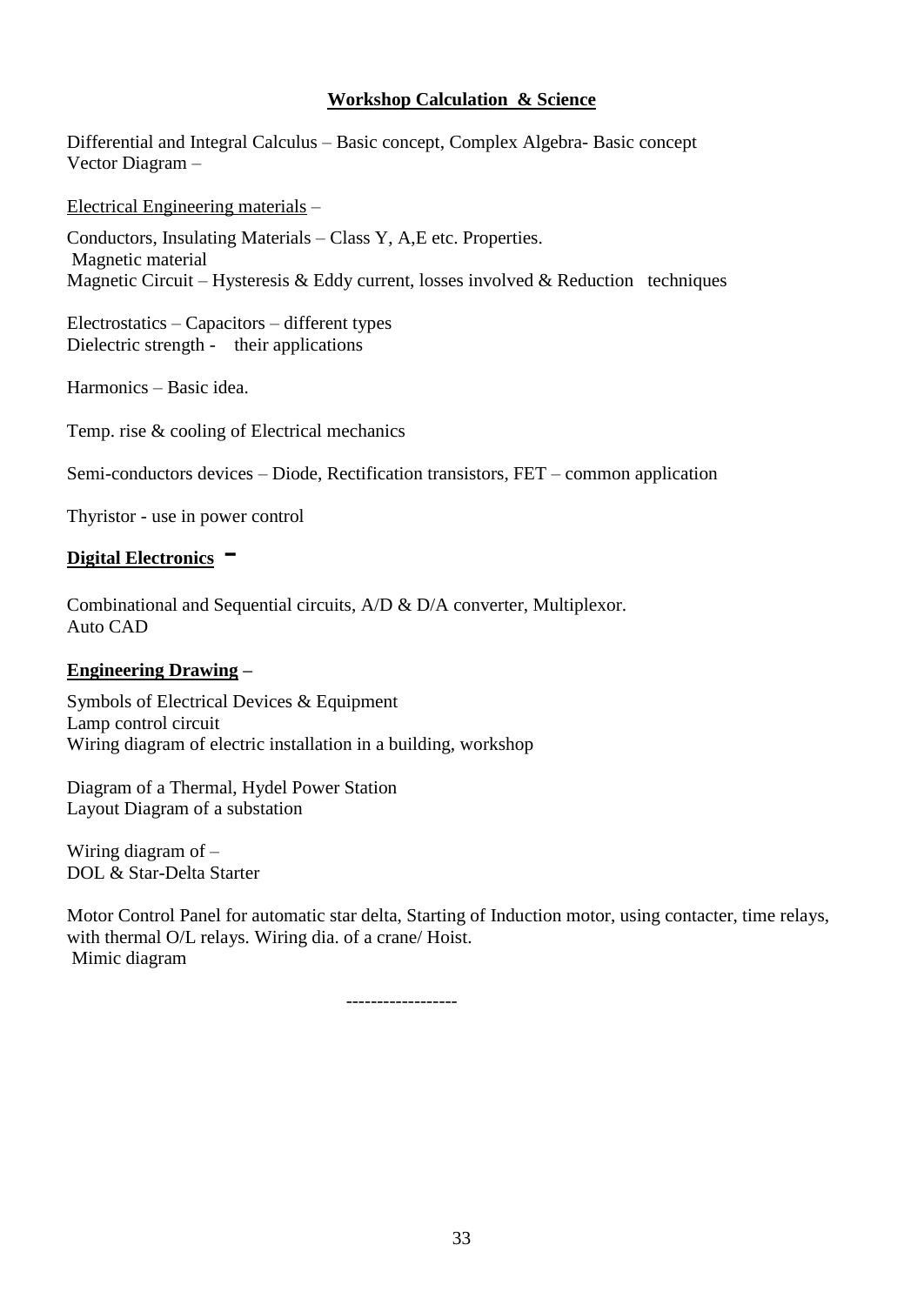## Workshop Calculation & Science

Differential and Integral Calculus – Basic concept, Complex Algebra- Basic concept
Vector Diagram –

Electrical Engineering materials –

Conductors, Insulating Materials – Class Y, A,E etc. Properties.
Magnetic material
Magnetic Circuit – Hysteresis & Eddy current, losses involved & Reduction techniques

Electrostatics – Capacitors – different types
Dielectric strength - their applications

Harmonics – Basic idea.

Temp. rise & cooling of Electrical mechanics

Semi-conductors devices – Diode, Rectification transistors, FET – common application

Thyristor - use in power control

**Digital Electronics -**

Combinational and Sequential circuits, A/D & D/A converter, Multiplexor.
Auto CAD

**Engineering Drawing –**

Symbols of Electrical Devices & Equipment
Lamp control circuit
Wiring diagram of electric installation in a building, workshop

Diagram of a Thermal, Hydel Power Station
Layout Diagram of a substation

Wiring diagram of –
DOL & Star-Delta Starter

Motor Control Panel for automatic star delta, Starting of Induction motor, using contacter, time relays, with thermal O/L relays. Wiring dia. of a crane/ Hoist.
Mimic diagram

-----------------